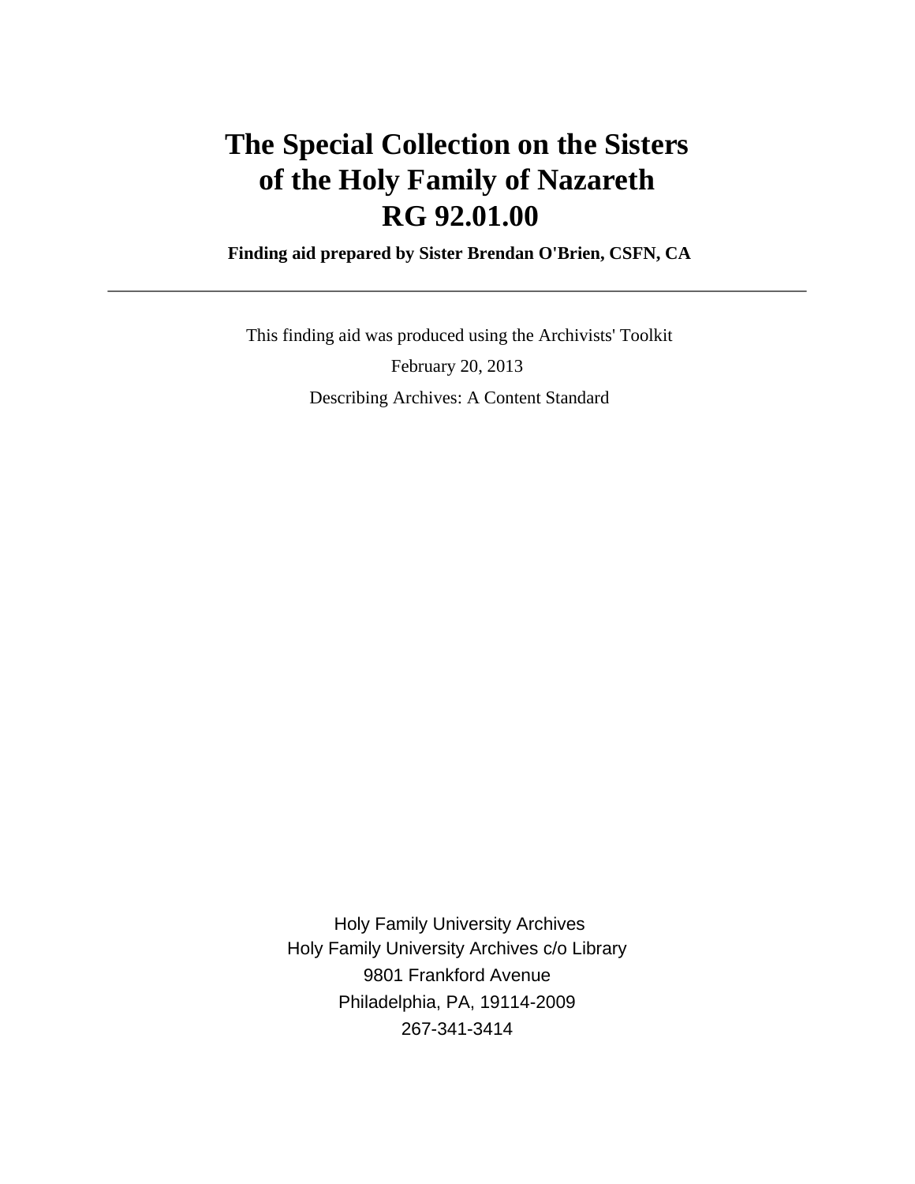# The Special Collection on the Sisters of the Holy Family of Nazareth RG 92.01.00

**Finding aid prepared by Sister Brendan O'Brien, CSFN, CA**

---

This finding aid was produced using the Archivists' Toolkit

February 20, 2013

Describing Archives: A Content Standard

Holy Family University Archives
Holy Family University Archives c/o Library
9801 Frankford Avenue
Philadelphia, PA, 19114-2009
267-341-3414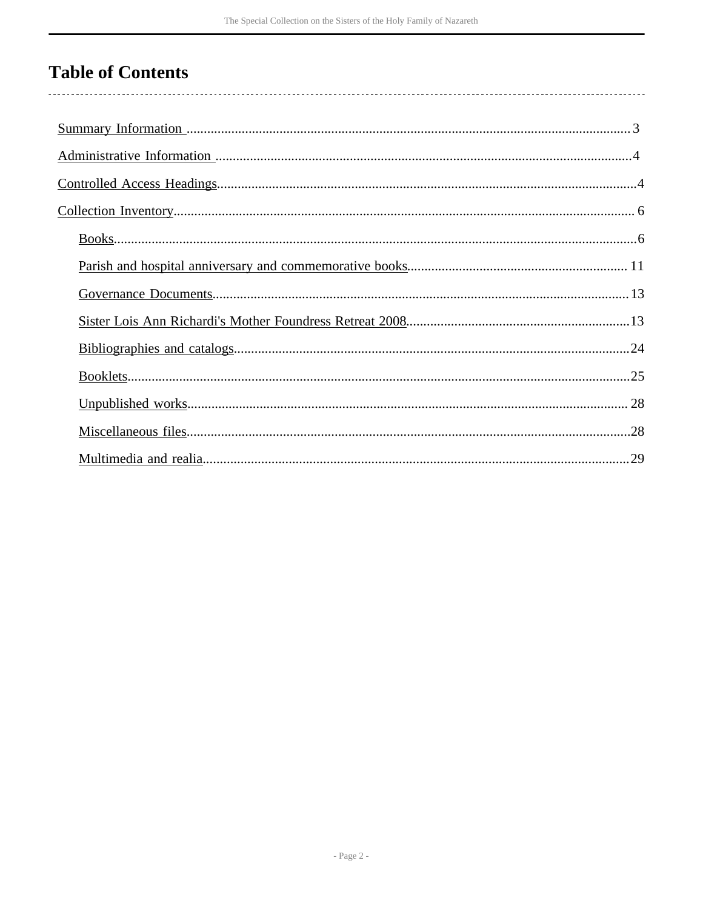# Table of Contents

- Summary Information ........................................ 3
- Administrative Information ........................................ 4
- Controlled Access Headings ........................................ 4
- Collection Inventory ........................................ 6
  - Books ........................................ 6
  - Parish and hospital anniversary and commemorative books ........................................ 11
  - Governance Documents ........................................ 13
  - Sister Lois Ann Richardi's Mother Foundress Retreat 2008 ........................................ 13
  - Bibliographies and catalogs ........................................ 24
  - Booklets ........................................ 25
  - Unpublished works ........................................ 28
  - Miscellaneous files ........................................ 28
  - Multimedia and realia ........................................ 29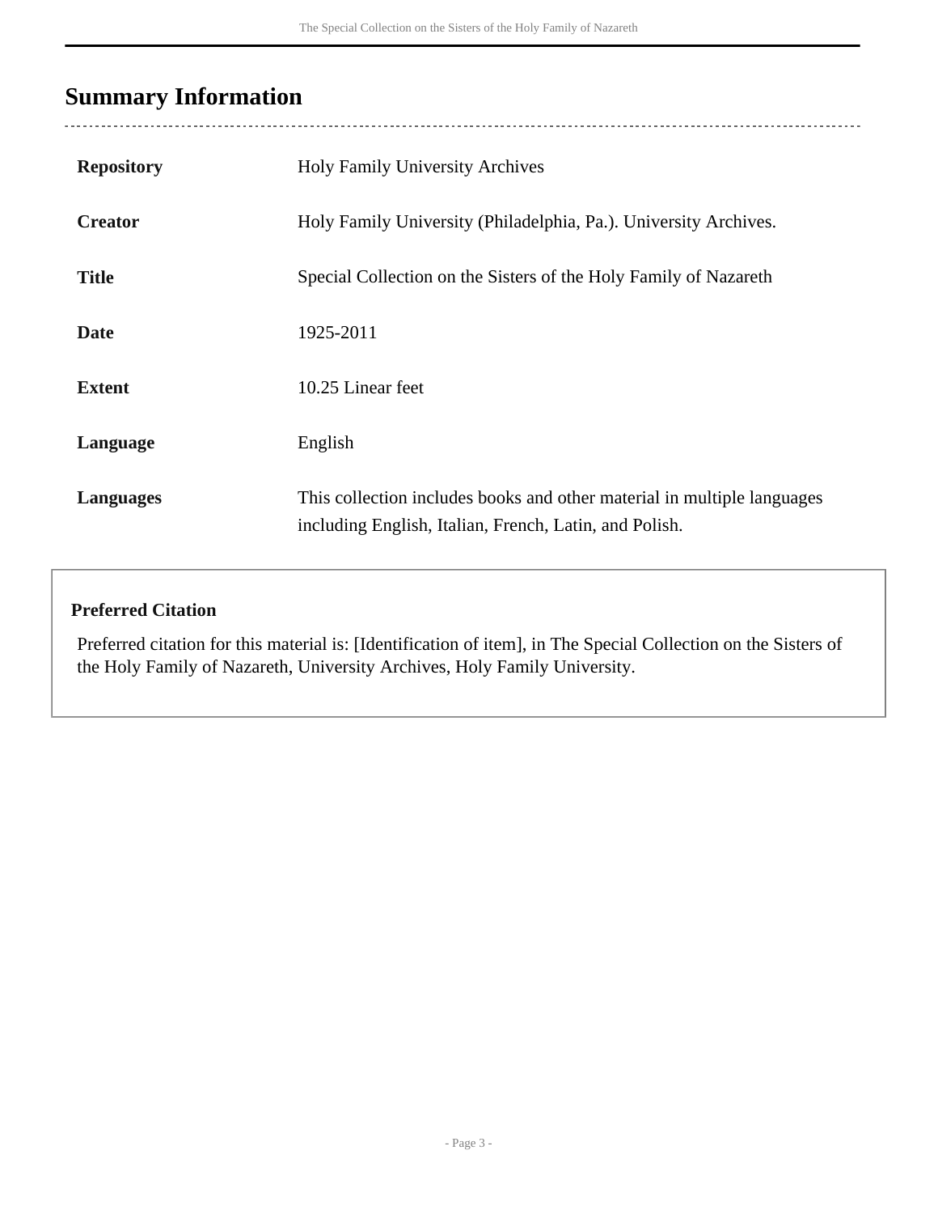## Summary Information

| | |
|---|---|
| **Repository** | Holy Family University Archives |
| **Creator** | Holy Family University (Philadelphia, Pa.). University Archives. |
| **Title** | Special Collection on the Sisters of the Holy Family of Nazareth |
| **Date** | 1925-2011 |
| **Extent** | 10.25 Linear feet |
| **Language** | English |
| **Languages** | This collection includes books and other material in multiple languages including English, Italian, French, Latin, and Polish. |

**Preferred Citation**

Preferred citation for this material is: [Identification of item], in The Special Collection on the Sisters of the Holy Family of Nazareth, University Archives, Holy Family University.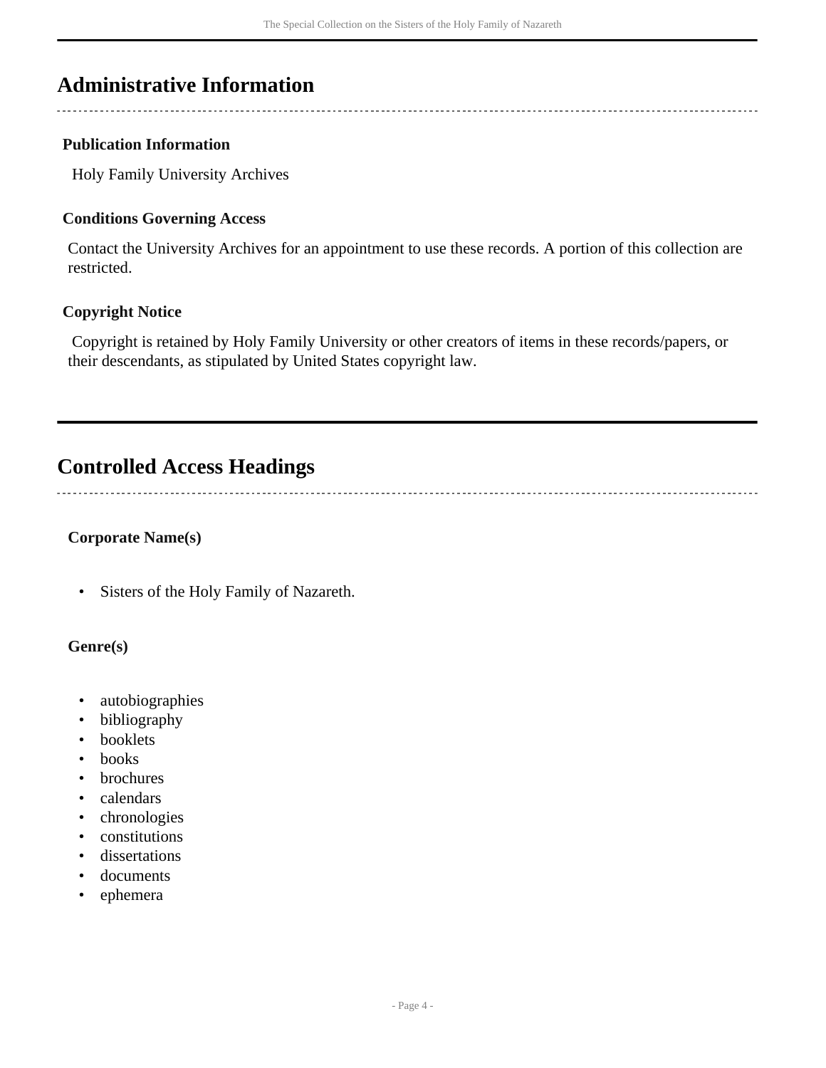## Administrative Information

### Publication Information

Holy Family University Archives

### Conditions Governing Access

Contact the University Archives for an appointment to use these records. A portion of this collection are restricted.

### Copyright Notice

Copyright is retained by Holy Family University or other creators of items in these records/papers, or their descendants, as stipulated by United States copyright law.

## Controlled Access Headings

### Corporate Name(s)

- Sisters of the Holy Family of Nazareth.

### Genre(s)

- autobiographies
- bibliography
- booklets
- books
- brochures
- calendars
- chronologies
- constitutions
- dissertations
- documents
- ephemera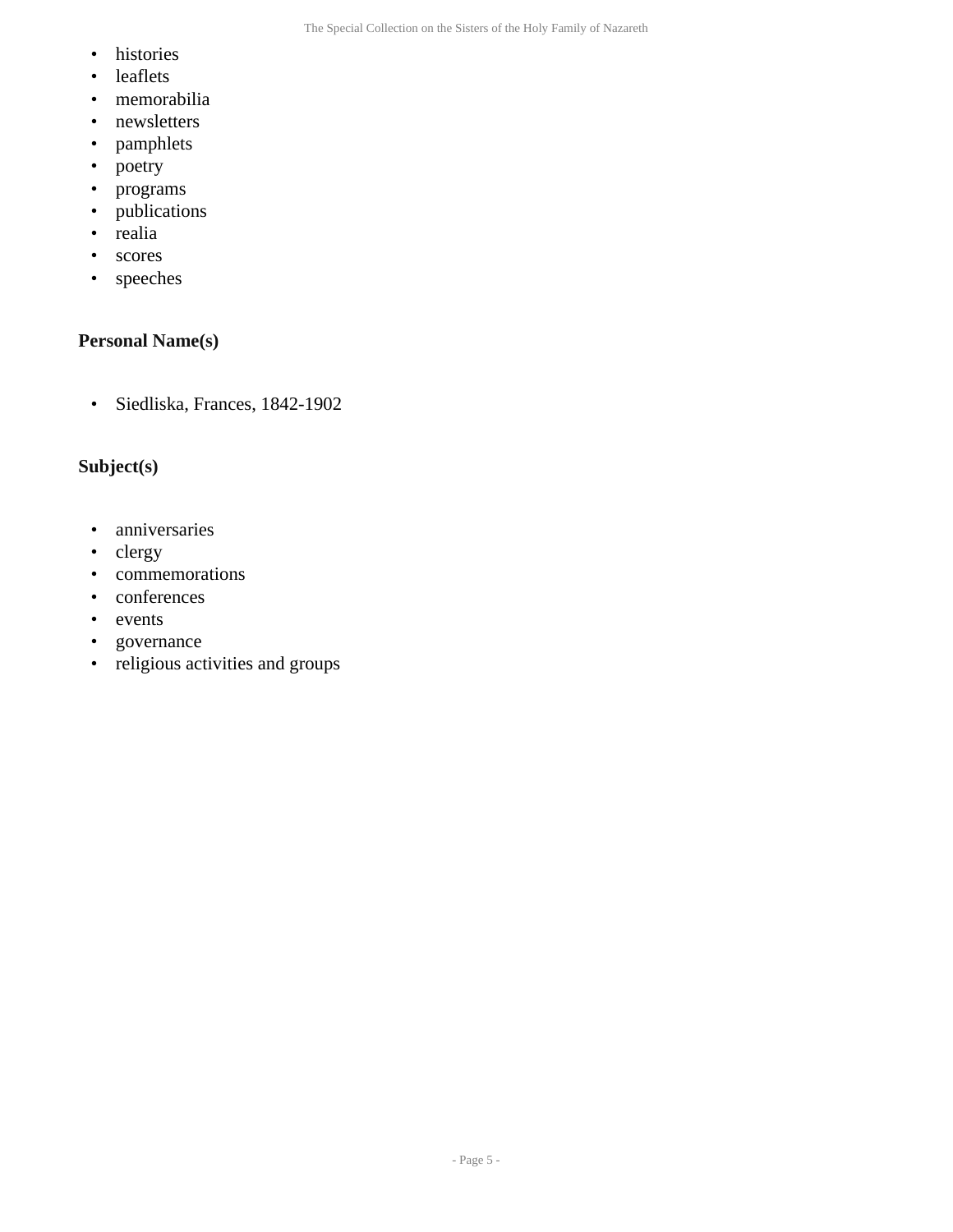- histories
- leaflets
- memorabilia
- newsletters
- pamphlets
- poetry
- programs
- publications
- realia
- scores
- speeches

### Personal Name(s)

- Siedliska, Frances, 1842-1902

### Subject(s)

- anniversaries
- clergy
- commemorations
- conferences
- events
- governance
- religious activities and groups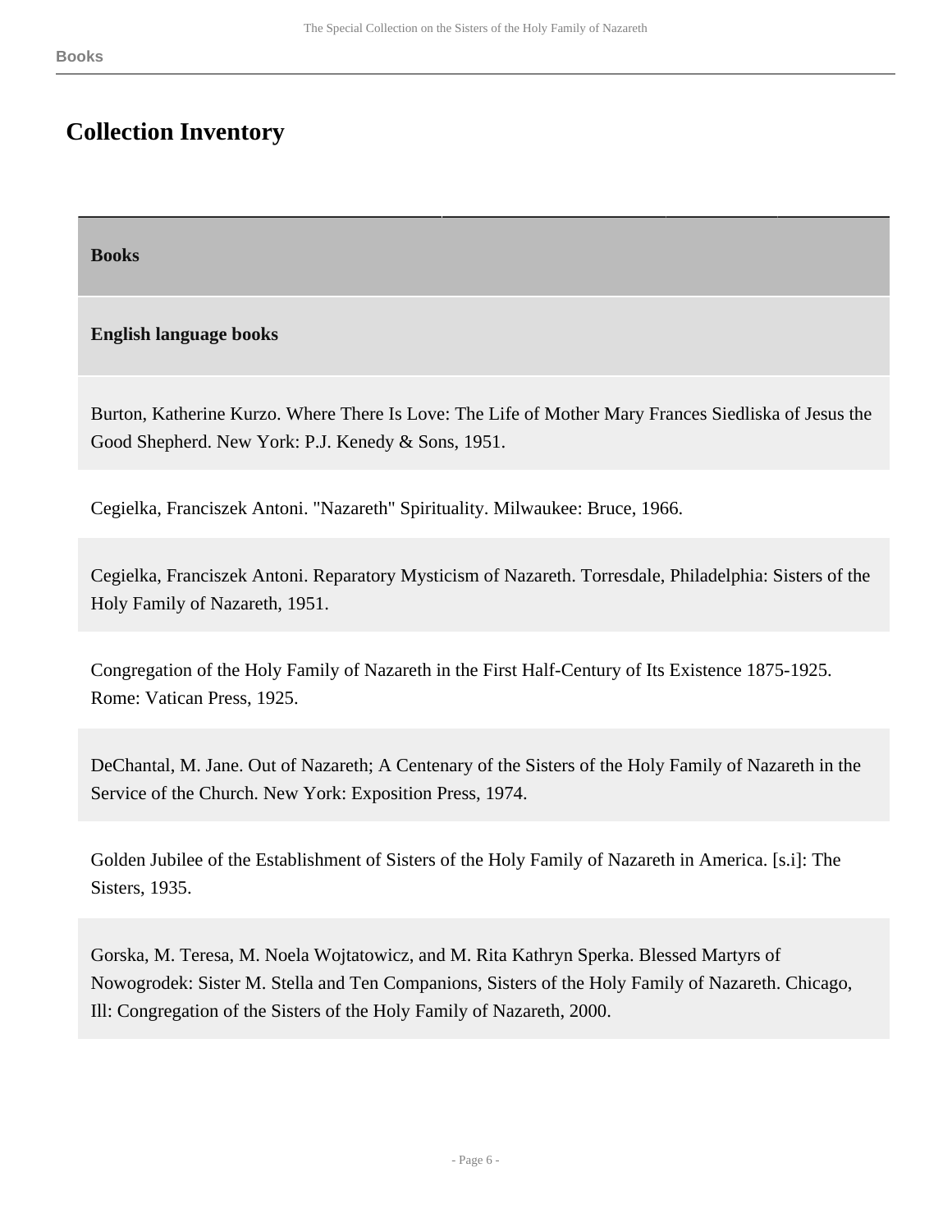# Collection Inventory

## Books

### English language books

Burton, Katherine Kurzo. Where There Is Love: The Life of Mother Mary Frances Siedliska of Jesus the Good Shepherd. New York: P.J. Kenedy & Sons, 1951.

Cegielka, Franciszek Antoni. "Nazareth" Spirituality. Milwaukee: Bruce, 1966.

Cegielka, Franciszek Antoni. Reparatory Mysticism of Nazareth. Torresdale, Philadelphia: Sisters of the Holy Family of Nazareth, 1951.

Congregation of the Holy Family of Nazareth in the First Half-Century of Its Existence 1875-1925. Rome: Vatican Press, 1925.

DeChantal, M. Jane. Out of Nazareth; A Centenary of the Sisters of the Holy Family of Nazareth in the Service of the Church. New York: Exposition Press, 1974.

Golden Jubilee of the Establishment of Sisters of the Holy Family of Nazareth in America. [s.i]: The Sisters, 1935.

Gorska, M. Teresa, M. Noela Wojtatowicz, and M. Rita Kathryn Sperka. Blessed Martyrs of Nowogrodek: Sister M. Stella and Ten Companions, Sisters of the Holy Family of Nazareth. Chicago, Ill: Congregation of the Sisters of the Holy Family of Nazareth, 2000.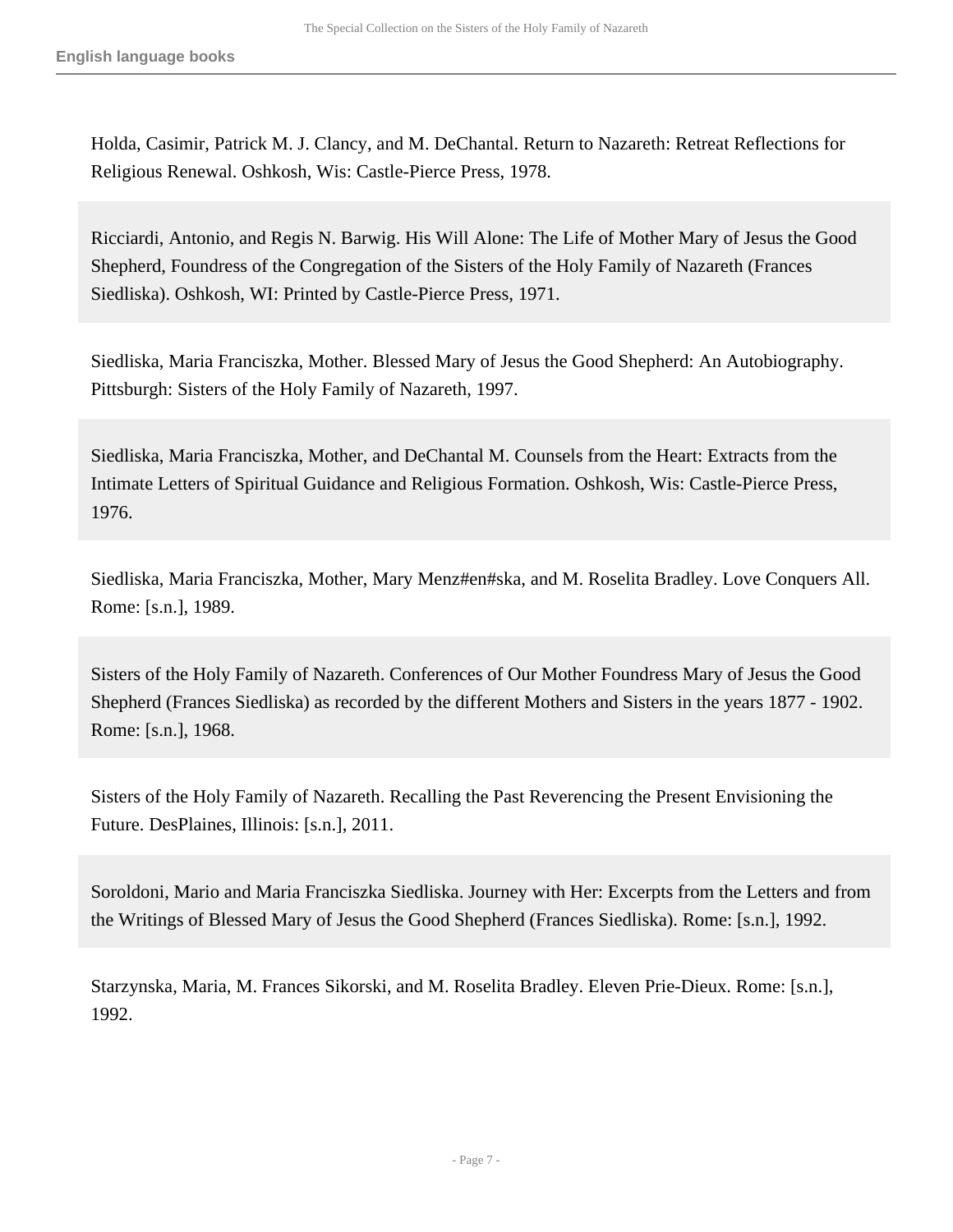Holda, Casimir, Patrick M. J. Clancy, and M. DeChantal. Return to Nazareth: Retreat Reflections for Religious Renewal. Oshkosh, Wis: Castle-Pierce Press, 1978.

Ricciardi, Antonio, and Regis N. Barwig. His Will Alone: The Life of Mother Mary of Jesus the Good Shepherd, Foundress of the Congregation of the Sisters of the Holy Family of Nazareth (Frances Siedliska). Oshkosh, WI: Printed by Castle-Pierce Press, 1971.

Siedliska, Maria Franciszka, Mother. Blessed Mary of Jesus the Good Shepherd: An Autobiography. Pittsburgh: Sisters of the Holy Family of Nazareth, 1997.

Siedliska, Maria Franciszka, Mother, and DeChantal M. Counsels from the Heart: Extracts from the Intimate Letters of Spiritual Guidance and Religious Formation. Oshkosh, Wis: Castle-Pierce Press, 1976.

Siedliska, Maria Franciszka, Mother, Mary Menz#en#ska, and M. Roselita Bradley. Love Conquers All. Rome: [s.n.], 1989.

Sisters of the Holy Family of Nazareth. Conferences of Our Mother Foundress Mary of Jesus the Good Shepherd (Frances Siedliska) as recorded by the different Mothers and Sisters in the years 1877 - 1902. Rome: [s.n.], 1968.

Sisters of the Holy Family of Nazareth. Recalling the Past Reverencing the Present Envisioning the Future. DesPlaines, Illinois: [s.n.], 2011.

Soroldoni, Mario and Maria Franciszka Siedliska. Journey with Her: Excerpts from the Letters and from the Writings of Blessed Mary of Jesus the Good Shepherd (Frances Siedliska). Rome: [s.n.], 1992.

Starzynska, Maria, M. Frances Sikorski, and M. Roselita Bradley. Eleven Prie-Dieux. Rome: [s.n.], 1992.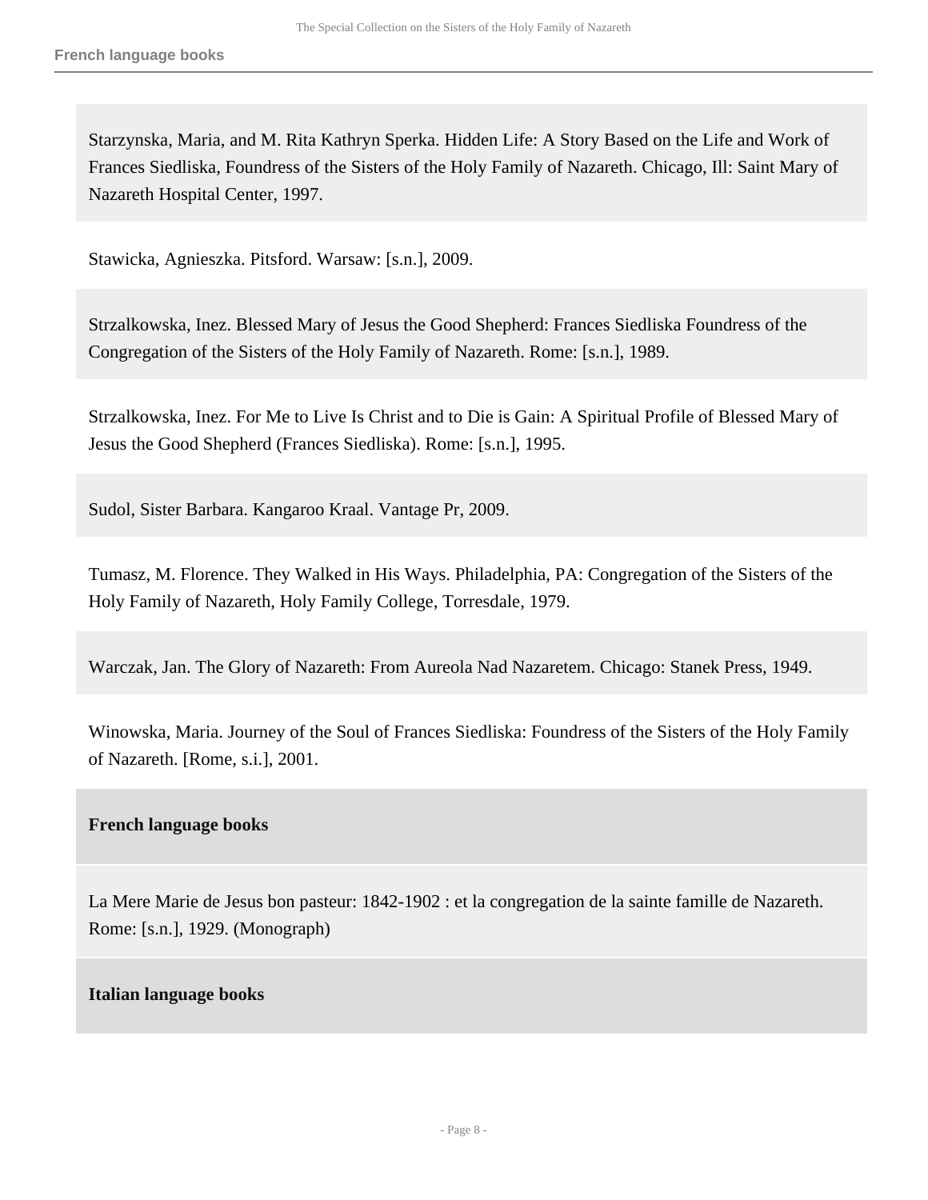Starzynska, Maria, and M. Rita Kathryn Sperka. Hidden Life: A Story Based on the Life and Work of Frances Siedliska, Foundress of the Sisters of the Holy Family of Nazareth. Chicago, Ill: Saint Mary of Nazareth Hospital Center, 1997.

Stawicka, Agnieszka. Pitsford. Warsaw: [s.n.], 2009.

Strzalkowska, Inez. Blessed Mary of Jesus the Good Shepherd: Frances Siedliska Foundress of the Congregation of the Sisters of the Holy Family of Nazareth. Rome: [s.n.], 1989.

Strzalkowska, Inez. For Me to Live Is Christ and to Die is Gain: A Spiritual Profile of Blessed Mary of Jesus the Good Shepherd (Frances Siedliska). Rome: [s.n.], 1995.

Sudol, Sister Barbara. Kangaroo Kraal. Vantage Pr, 2009.

Tumasz, M. Florence. They Walked in His Ways. Philadelphia, PA: Congregation of the Sisters of the Holy Family of Nazareth, Holy Family College, Torresdale, 1979.

Warczak, Jan. The Glory of Nazareth: From Aureola Nad Nazaretem. Chicago: Stanek Press, 1949.

Winowska, Maria. Journey of the Soul of Frances Siedliska: Foundress of the Sisters of the Holy Family of Nazareth. [Rome, s.i.], 2001.

**French language books**

La Mere Marie de Jesus bon pasteur: 1842-1902 : et la congregation de la sainte famille de Nazareth. Rome: [s.n.], 1929. (Monograph)

**Italian language books**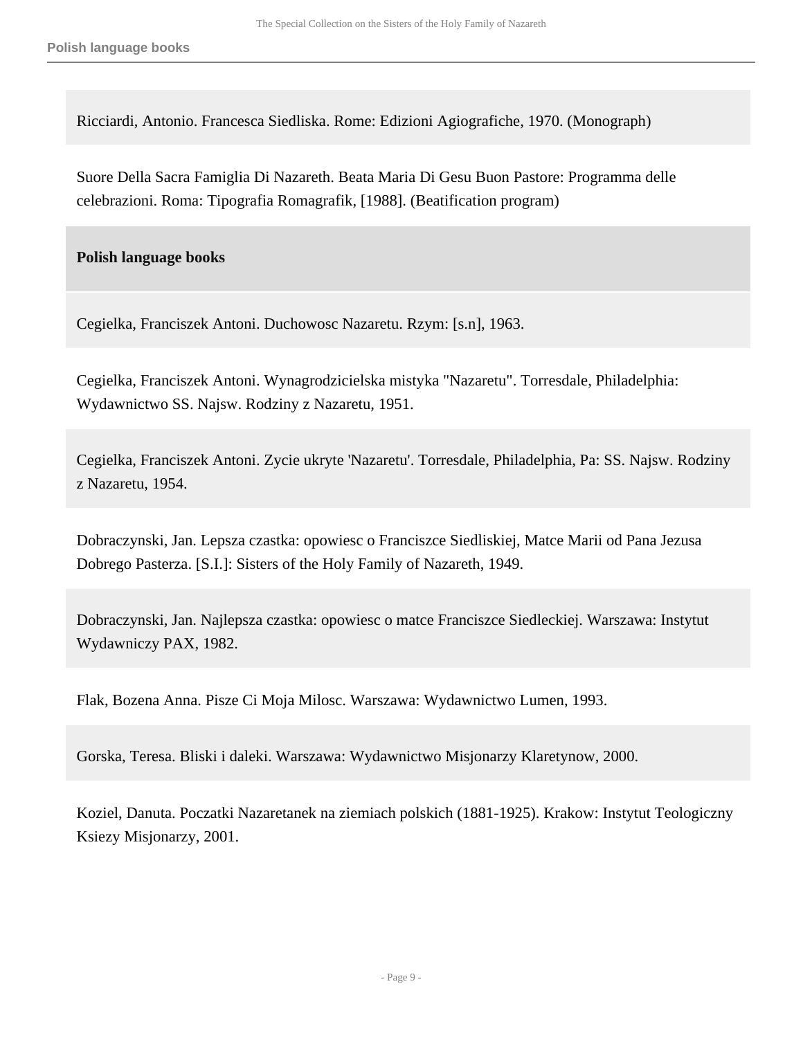Ricciardi, Antonio. Francesca Siedliska. Rome: Edizioni Agiografiche, 1970. (Monograph)

Suore Della Sacra Famiglia Di Nazareth. Beata Maria Di Gesu Buon Pastore: Programma delle celebrazioni. Roma: Tipografia Romagrafik, [1988]. (Beatification program)

**Polish language books**

Cegielka, Franciszek Antoni. Duchowosc Nazaretu. Rzym: [s.n], 1963.

Cegielka, Franciszek Antoni. Wynagrodzicielska mistyka "Nazaretu". Torresdale, Philadelphia: Wydawnictwo SS. Najsw. Rodziny z Nazaretu, 1951.

Cegielka, Franciszek Antoni. Zycie ukryte 'Nazaretu'. Torresdale, Philadelphia, Pa: SS. Najsw. Rodziny z Nazaretu, 1954.

Dobraczynski, Jan. Lepsza czastka: opowiesc o Franciszce Siedliskiej, Matce Marii od Pana Jezusa Dobrego Pasterza. [S.I.]: Sisters of the Holy Family of Nazareth, 1949.

Dobraczynski, Jan. Najlepsza czastka: opowiesc o matce Franciszce Siedleckiej. Warszawa: Instytut Wydawniczy PAX, 1982.

Flak, Bozena Anna. Pisze Ci Moja Milosc. Warszawa: Wydawnictwo Lumen, 1993.

Gorska, Teresa. Bliski i daleki. Warszawa: Wydawnictwo Misjonarzy Klaretynow, 2000.

Koziel, Danuta. Poczatki Nazaretanek na ziemiach polskich (1881-1925). Krakow: Instytut Teologiczny Ksiezy Misjonarzy, 2001.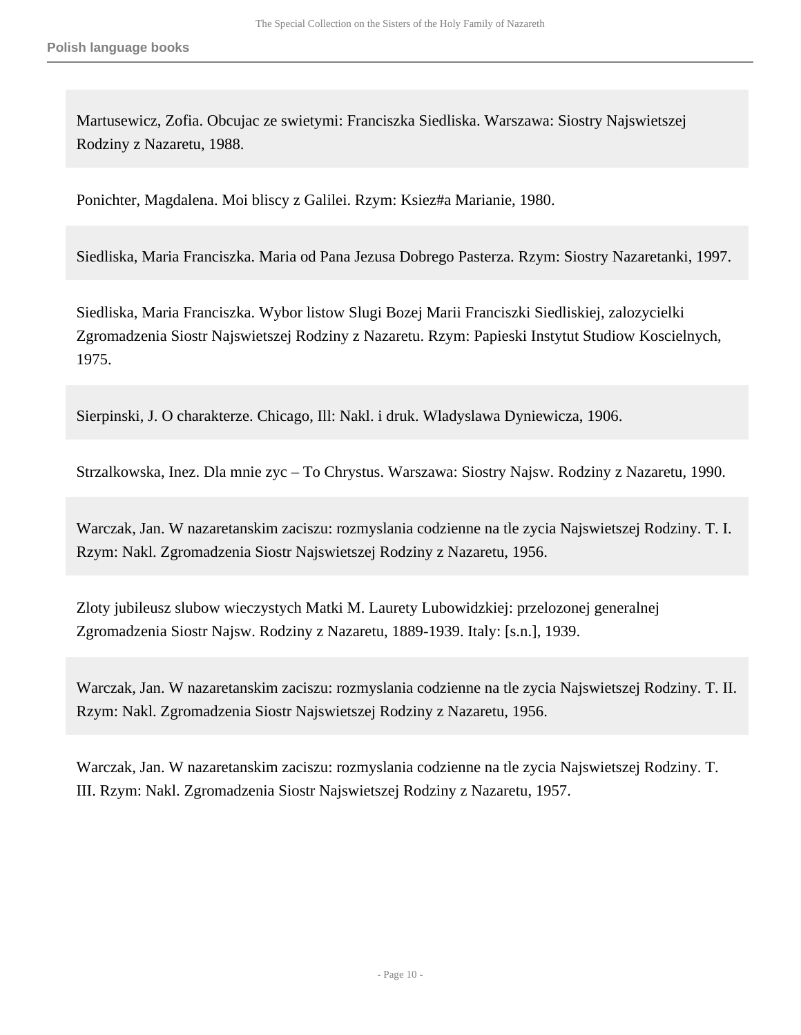Martusewicz, Zofia. Obcujac ze swietymi: Franciszka Siedliska. Warszawa: Siostry Najswietszej Rodziny z Nazaretu, 1988.

Ponichter, Magdalena. Moi bliscy z Galilei. Rzym: Ksiez#a Marianie, 1980.

Siedliska, Maria Franciszka. Maria od Pana Jezusa Dobrego Pasterza. Rzym: Siostry Nazaretanki, 1997.

Siedliska, Maria Franciszka. Wybor listow Slugi Bozej Marii Franciszki Siedliskiej, zalozycielki Zgromadzenia Siostr Najswietszej Rodziny z Nazaretu. Rzym: Papieski Instytut Studiow Koscielnych, 1975.

Sierpinski, J. O charakterze. Chicago, Ill: Nakl. i druk. Wladyslawa Dyniewicza, 1906.

Strzalkowska, Inez. Dla mnie zyc – To Chrystus. Warszawa: Siostry Najsw. Rodziny z Nazaretu, 1990.

Warczak, Jan. W nazaretanskim zaciszu: rozmyslania codzienne na tle zycia Najswietszej Rodziny. T. I. Rzym: Nakl. Zgromadzenia Siostr Najswietszej Rodziny z Nazaretu, 1956.

Zloty jubileusz slubow wieczystych Matki M. Laurety Lubowidzkiej: przelozonej generalnej Zgromadzenia Siostr Najsw. Rodziny z Nazaretu, 1889-1939. Italy: [s.n.], 1939.

Warczak, Jan. W nazaretanskim zaciszu: rozmyslania codzienne na tle zycia Najswietszej Rodziny. T. II. Rzym: Nakl. Zgromadzenia Siostr Najswietszej Rodziny z Nazaretu, 1956.

Warczak, Jan. W nazaretanskim zaciszu: rozmyslania codzienne na tle zycia Najswietszej Rodziny. T. III. Rzym: Nakl. Zgromadzenia Siostr Najswietszej Rodziny z Nazaretu, 1957.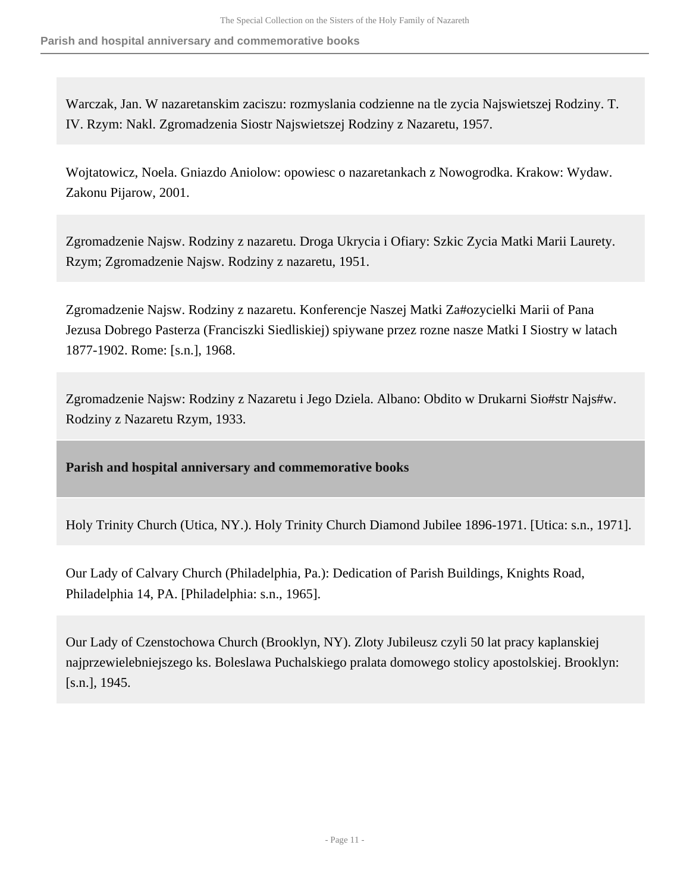Warczak, Jan. W nazaretanskim zaciszu: rozmyslania codzienne na tle zycia Najswietszej Rodziny. T. IV. Rzym: Nakl. Zgromadzenia Siostr Najswietszej Rodziny z Nazaretu, 1957.

Wojtatowicz, Noela. Gniazdo Aniolow: opowiesc o nazaretankach z Nowogrodka. Krakow: Wydaw. Zakonu Pijarow, 2001.

Zgromadzenie Najsw. Rodziny z nazaretu. Droga Ukrycia i Ofiary: Szkic Zycia Matki Marii Laurety. Rzym; Zgromadzenie Najsw. Rodziny z nazaretu, 1951.

Zgromadzenie Najsw. Rodziny z nazaretu. Konferencje Naszej Matki Za#ozycielki Marii of Pana Jezusa Dobrego Pasterza (Franciszki Siedliskiej) spiywane przez rozne nasze Matki I Siostry w latach 1877-1902. Rome: [s.n.], 1968.

Zgromadzenie Najsw: Rodziny z Nazaretu i Jego Dziela. Albano: Obdito w Drukarni Sio#str Najs#w. Rodziny z Nazaretu Rzym, 1933.

## Parish and hospital anniversary and commemorative books

Holy Trinity Church (Utica, NY.). Holy Trinity Church Diamond Jubilee 1896-1971. [Utica: s.n., 1971].

Our Lady of Calvary Church (Philadelphia, Pa.): Dedication of Parish Buildings, Knights Road, Philadelphia 14, PA. [Philadelphia: s.n., 1965].

Our Lady of Czenstochowa Church (Brooklyn, NY). Zloty Jubileusz czyli 50 lat pracy kaplanskiej najprzewielebniejszego ks. Boleslawa Puchalskiego pralata domowego stolicy apostolskiej. Brooklyn: [s.n.], 1945.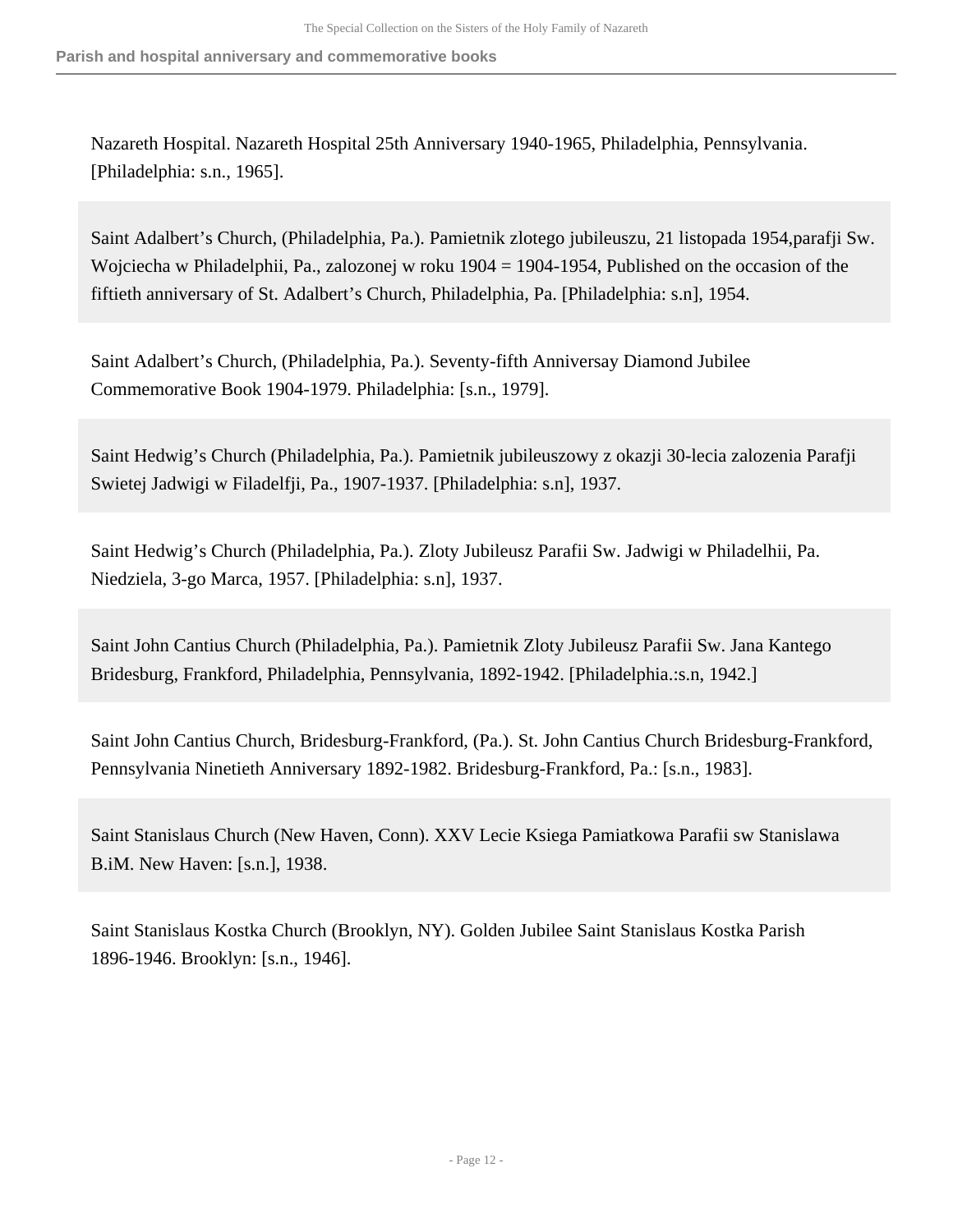Nazareth Hospital. Nazareth Hospital 25th Anniversary 1940-1965, Philadelphia, Pennsylvania. [Philadelphia: s.n., 1965].

Saint Adalbert’s Church, (Philadelphia, Pa.). Pamietnik zlotego jubileuszu, 21 listopada 1954,parafji Sw. Wojciecha w Philadelphii, Pa., zalozonej w roku 1904 = 1904-1954, Published on the occasion of the fiftieth anniversary of St. Adalbert’s Church, Philadelphia, Pa. [Philadelphia: s.n], 1954.

Saint Adalbert’s Church, (Philadelphia, Pa.). Seventy-fifth Anniversay Diamond Jubilee Commemorative Book 1904-1979. Philadelphia: [s.n., 1979].

Saint Hedwig’s Church (Philadelphia, Pa.). Pamietnik jubileuszowy z okazji 30-lecia zalozenia Parafji Swietej Jadwigi w Filadelfji, Pa., 1907-1937. [Philadelphia: s.n], 1937.

Saint Hedwig’s Church (Philadelphia, Pa.). Zloty Jubileusz Parafii Sw. Jadwigi w Philadelhii, Pa. Niedziela, 3-go Marca, 1957. [Philadelphia: s.n], 1937.

Saint John Cantius Church (Philadelphia, Pa.). Pamietnik Zloty Jubileusz Parafii Sw. Jana Kantego Bridesburg, Frankford, Philadelphia, Pennsylvania, 1892-1942. [Philadelphia.:s.n, 1942.]

Saint John Cantius Church, Bridesburg-Frankford, (Pa.). St. John Cantius Church Bridesburg-Frankford, Pennsylvania Ninetieth Anniversary 1892-1982. Bridesburg-Frankford, Pa.: [s.n., 1983].

Saint Stanislaus Church (New Haven, Conn). XXV Lecie Ksiega Pamiatkowa Parafii sw Stanislawa B.iM. New Haven: [s.n.], 1938.

Saint Stanislaus Kostka Church (Brooklyn, NY). Golden Jubilee Saint Stanislaus Kostka Parish 1896-1946. Brooklyn: [s.n., 1946].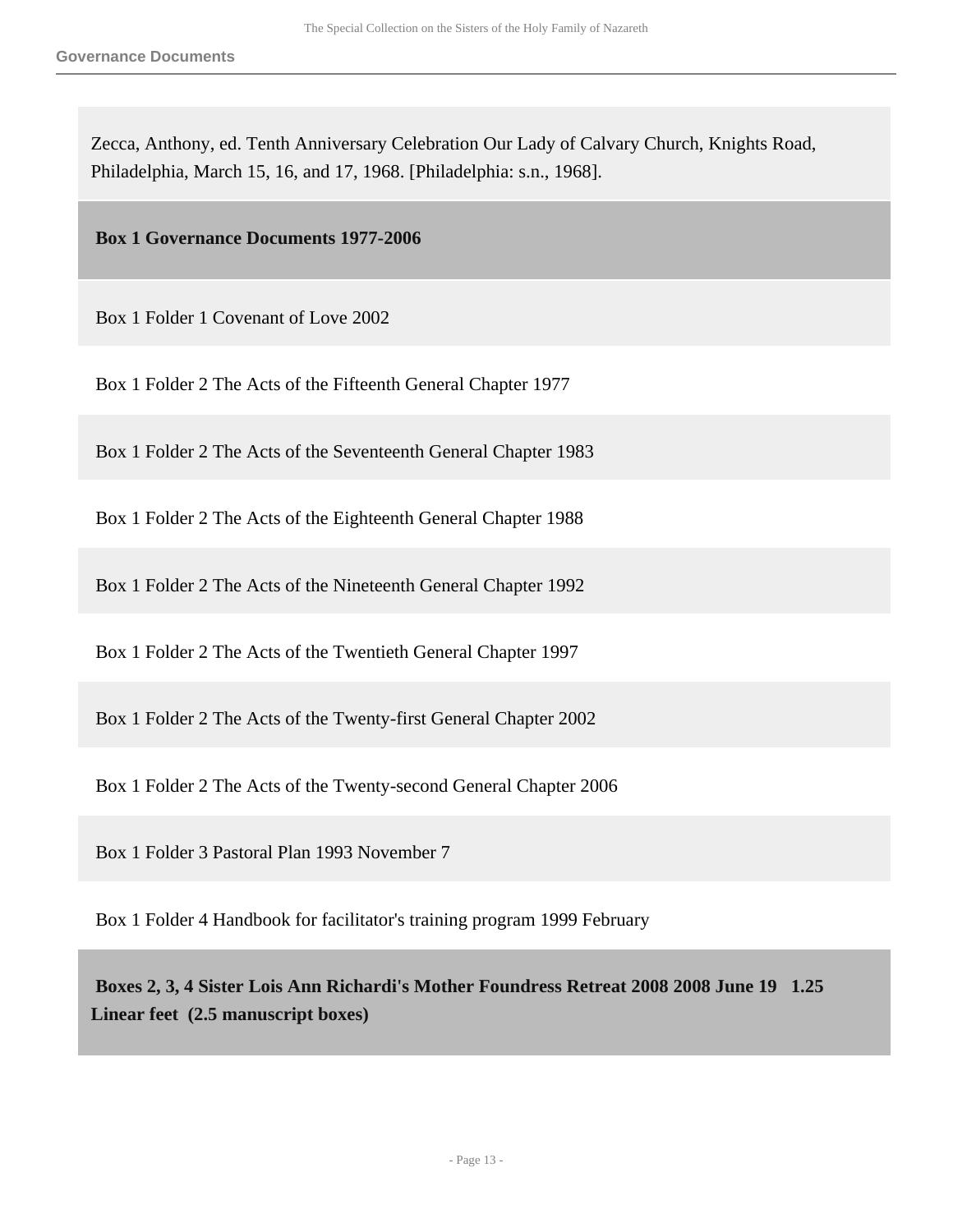Zecca, Anthony, ed. Tenth Anniversary Celebration Our Lady of Calvary Church, Knights Road, Philadelphia, March 15, 16, and 17, 1968. [Philadelphia: s.n., 1968].

**Box 1 Governance Documents 1977-2006**

Box 1 Folder 1 Covenant of Love 2002

Box 1 Folder 2 The Acts of the Fifteenth General Chapter 1977

Box 1 Folder 2 The Acts of the Seventeenth General Chapter 1983

Box 1 Folder 2 The Acts of the Eighteenth General Chapter 1988

Box 1 Folder 2 The Acts of the Nineteenth General Chapter 1992

Box 1 Folder 2 The Acts of the Twentieth General Chapter 1997

Box 1 Folder 2 The Acts of the Twenty-first General Chapter 2002

Box 1 Folder 2 The Acts of the Twenty-second General Chapter 2006

Box 1 Folder 3 Pastoral Plan 1993 November 7

Box 1 Folder 4 Handbook for facilitator's training program 1999 February

**Boxes 2, 3, 4 Sister Lois Ann Richardi's Mother Foundress Retreat 2008 2008 June 19 1.25 Linear feet (2.5 manuscript boxes)**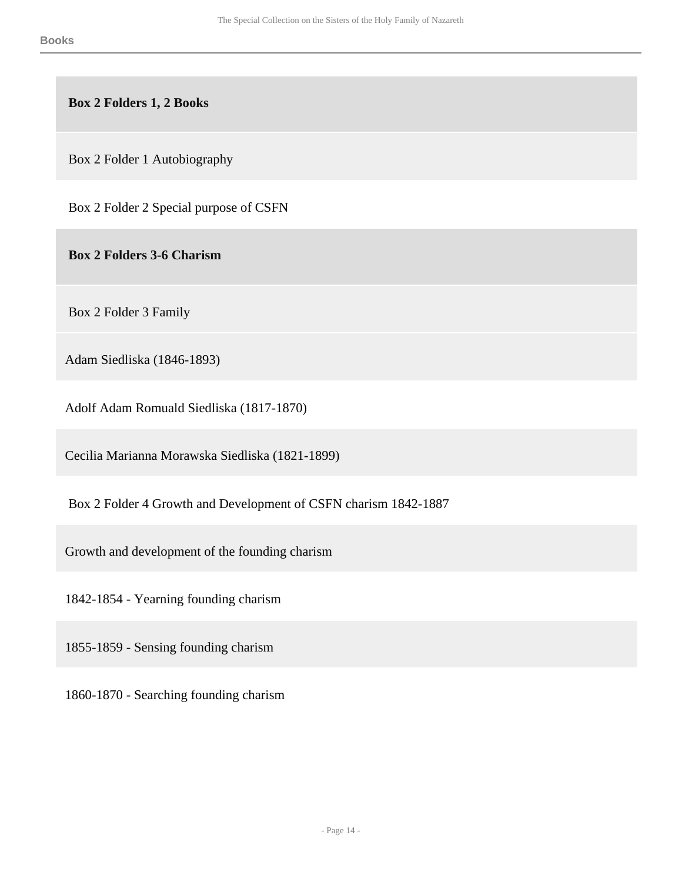**Books**

**Box 2 Folders 1, 2 Books**

Box 2 Folder 1 Autobiography

Box 2 Folder 2 Special purpose of CSFN

**Box 2 Folders 3-6 Charism**

Box 2 Folder 3 Family

Adam Siedliska (1846-1893)

Adolf Adam Romuald Siedliska (1817-1870)

Cecilia Marianna Morawska Siedliska (1821-1899)

Box 2 Folder 4 Growth and Development of CSFN charism 1842-1887

Growth and development of the founding charism

1842-1854 - Yearning founding charism

1855-1859 - Sensing founding charism

1860-1870 - Searching founding charism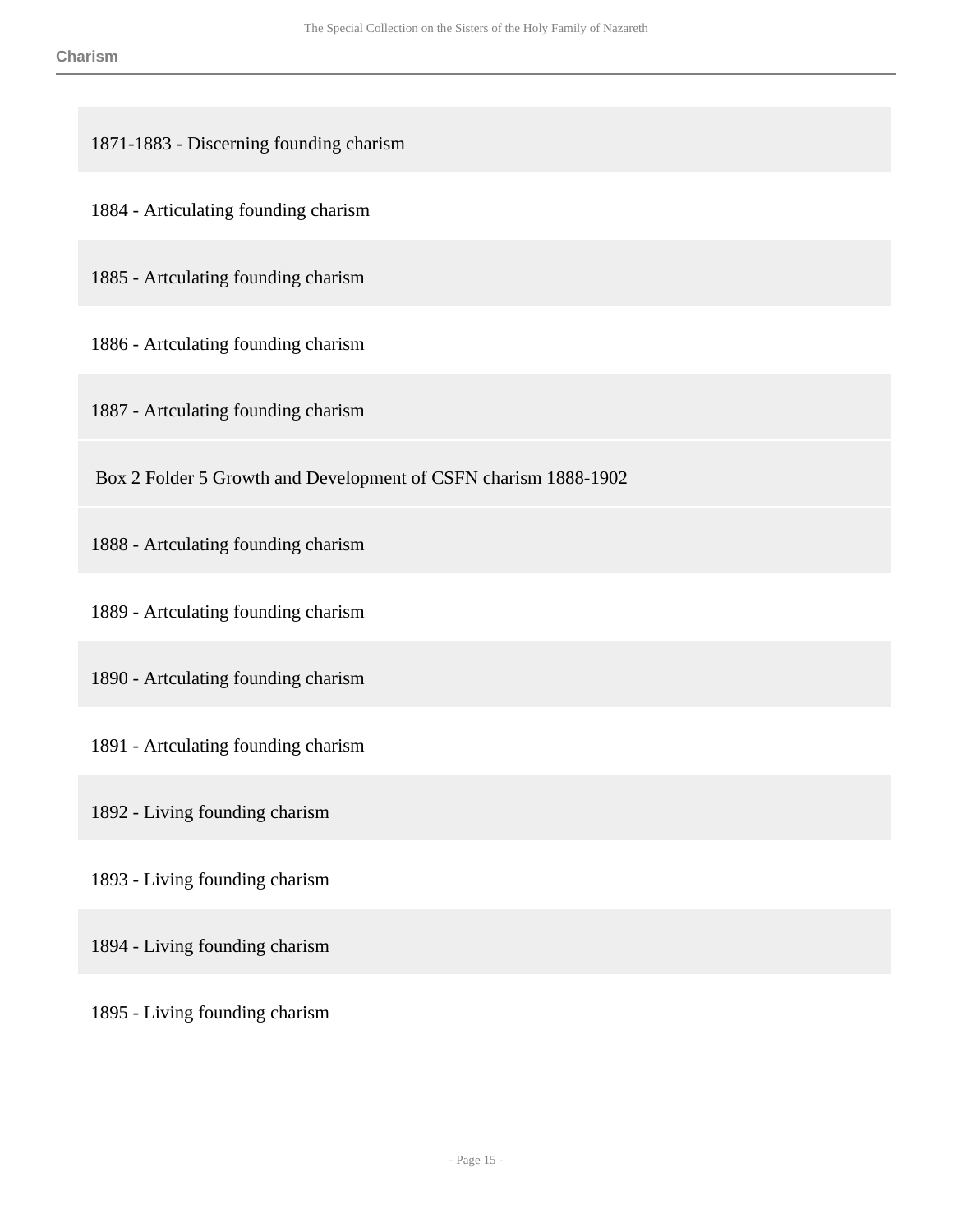1871-1883 - Discerning founding charism

1884 - Articulating founding charism

1885 - Artculating founding charism

1886 - Artculating founding charism

1887 - Artculating founding charism

Box 2 Folder 5 Growth and Development of CSFN charism 1888-1902

1888 - Artculating founding charism

1889 - Artculating founding charism

1890 - Artculating founding charism

1891 - Artculating founding charism

1892 - Living founding charism

1893 - Living founding charism

1894 - Living founding charism

1895 - Living founding charism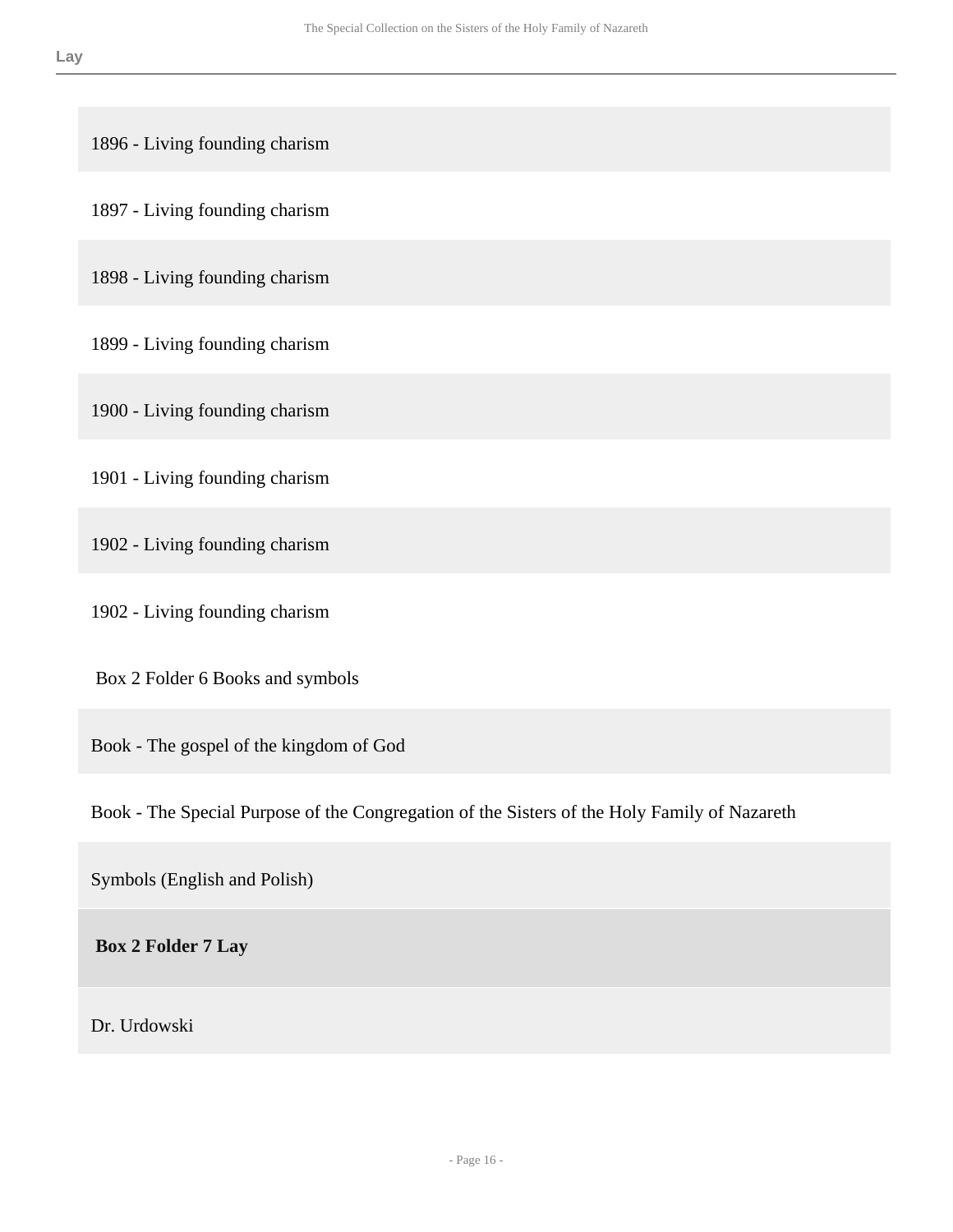1896 - Living founding charism

1897 - Living founding charism

1898 - Living founding charism

1899 - Living founding charism

1900 - Living founding charism

1901 - Living founding charism

1902 - Living founding charism

1902 - Living founding charism

Box 2 Folder 6 Books and symbols

Book - The gospel of the kingdom of God

Book - The Special Purpose of the Congregation of the Sisters of the Holy Family of Nazareth

Symbols (English and Polish)

**Box 2 Folder 7 Lay**

Dr. Urdowski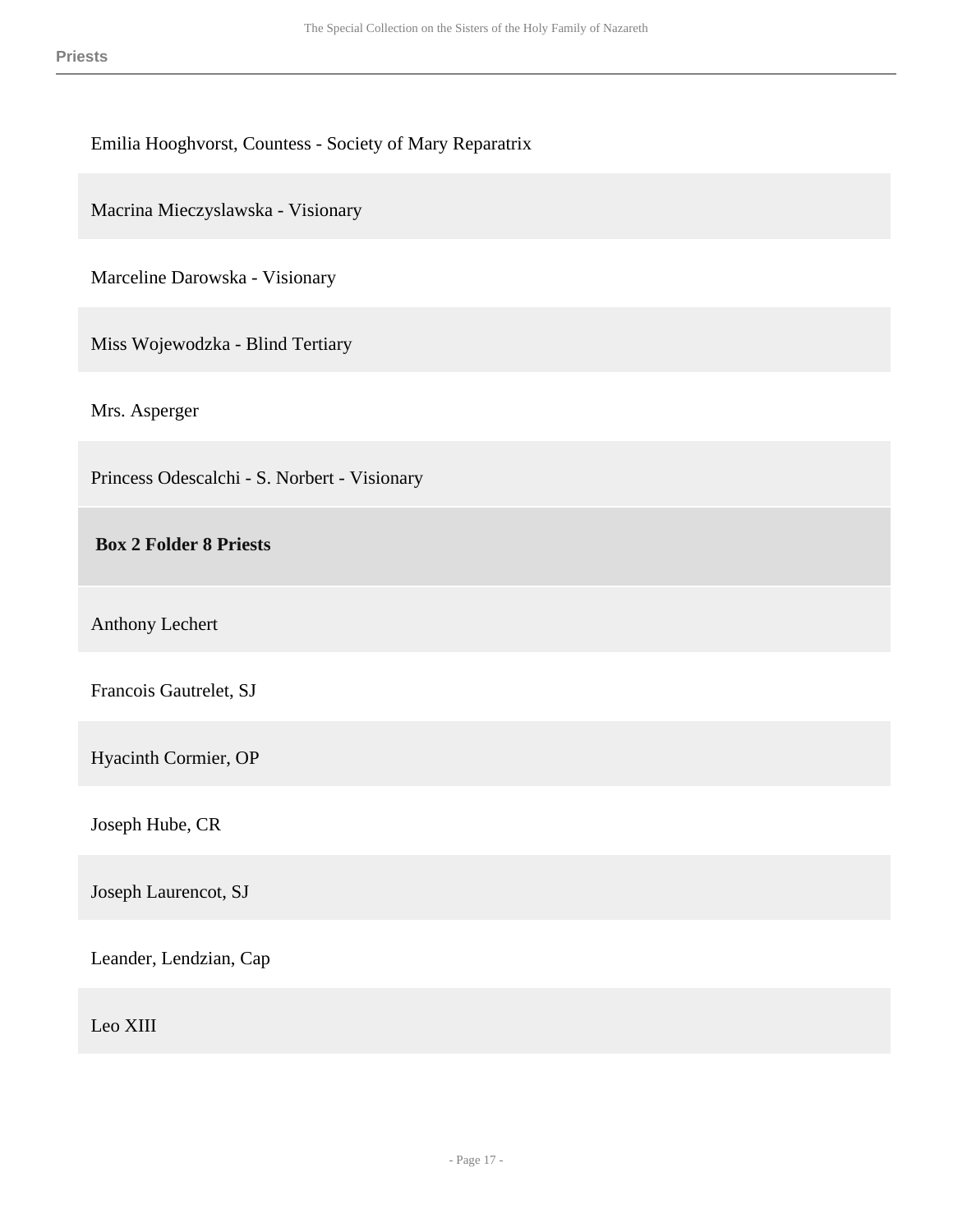Emilia Hooghvorst, Countess - Society of Mary Reparatrix

Macrina Mieczyslawska - Visionary

Marceline Darowska - Visionary

Miss Wojewodzka - Blind Tertiary

Mrs. Asperger

Princess Odescalchi - S. Norbert - Visionary

**Box 2 Folder 8 Priests**

Anthony Lechert

Francois Gautrelet, SJ

Hyacinth Cormier, OP

Joseph Hube, CR

Joseph Laurencot, SJ

Leander, Lendzian, Cap

Leo XIII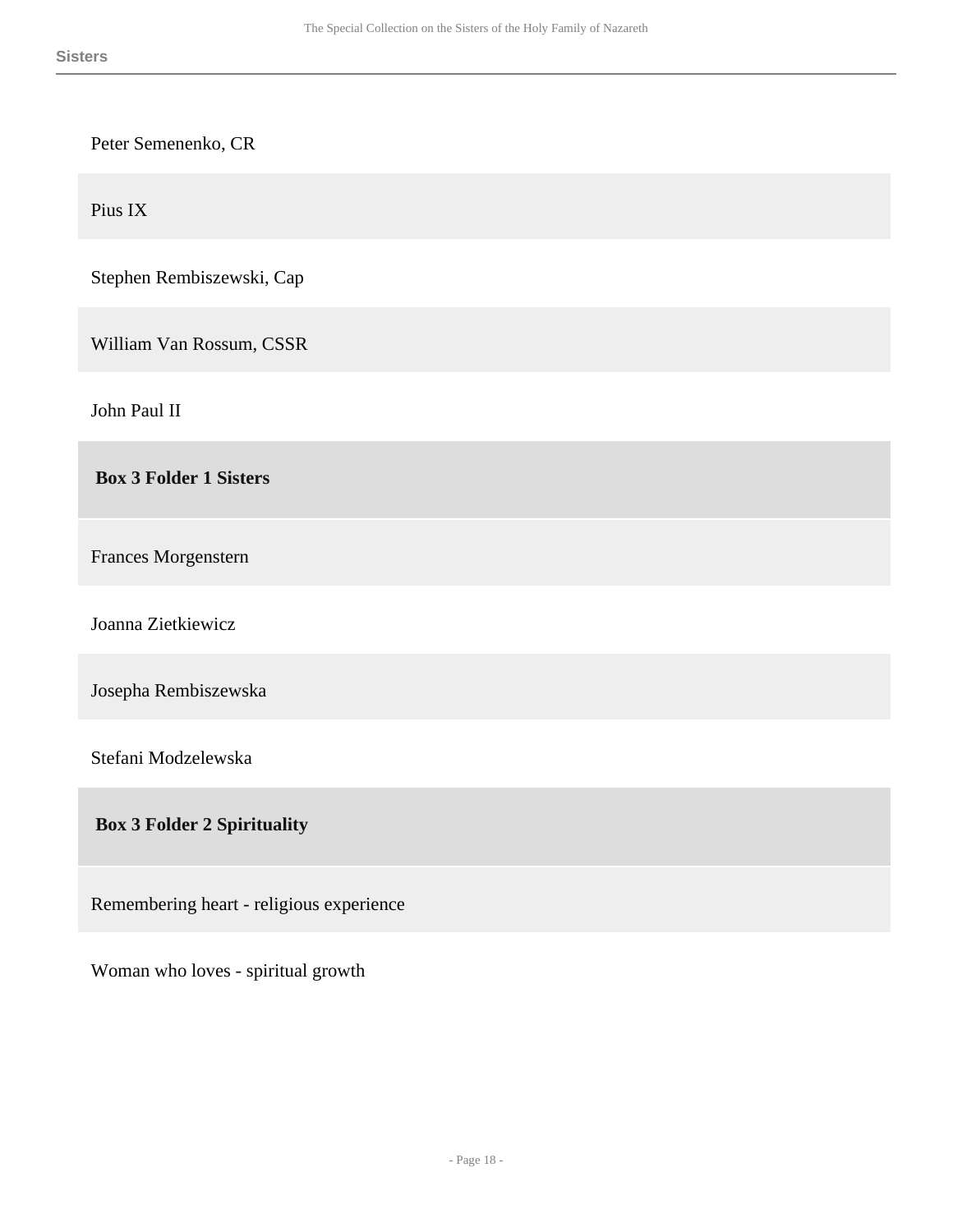Peter Semenenko, CR

Pius IX

Stephen Rembiszewski, Cap

William Van Rossum, CSSR

John Paul II

**Box 3 Folder 1 Sisters**

Frances Morgenstern

Joanna Zietkiewicz

Josepha Rembiszewska

Stefani Modzelewska

**Box 3 Folder 2 Spirituality**

Remembering heart - religious experience

Woman who loves - spiritual growth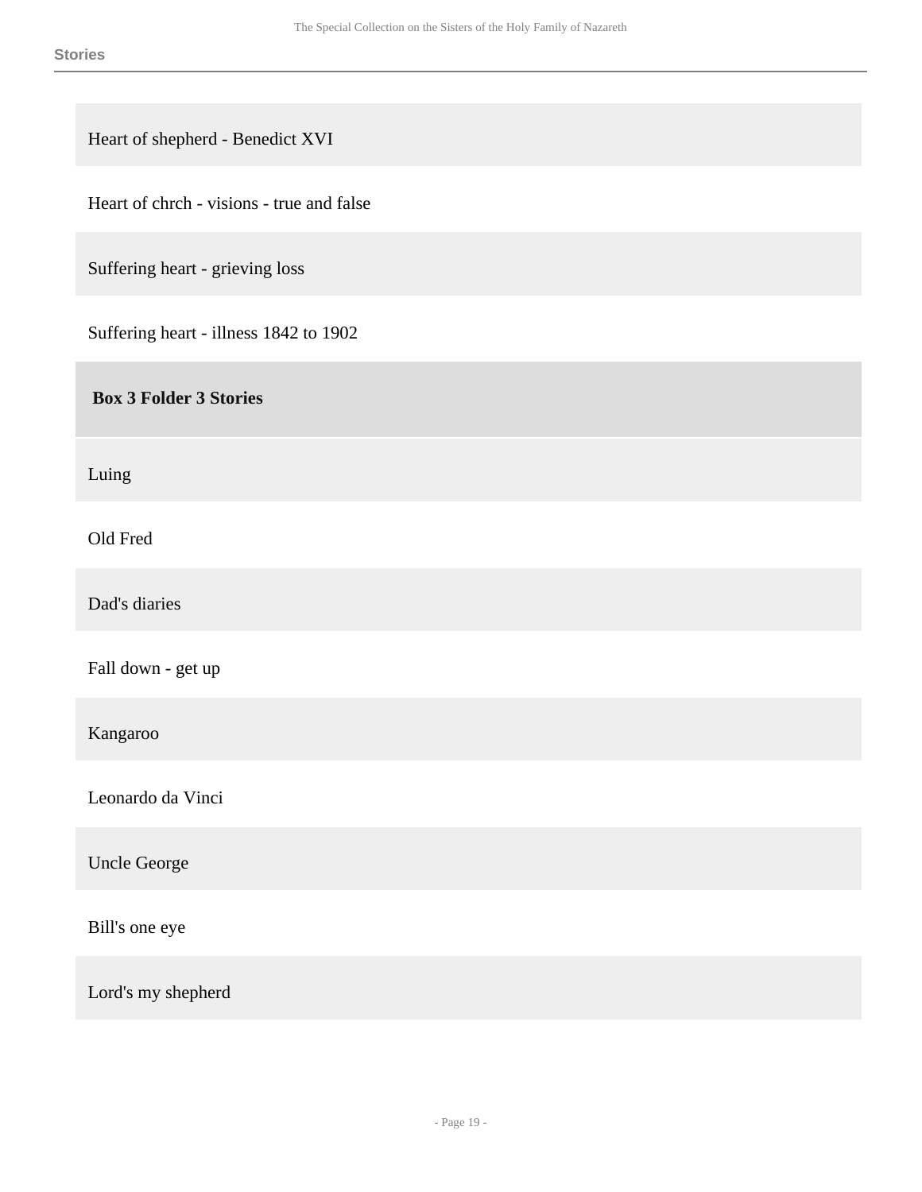Heart of shepherd - Benedict XVI

Heart of chrch - visions - true and false

Suffering heart - grieving loss

Suffering heart - illness 1842 to 1902

**Box 3 Folder 3 Stories**

Luing

Old Fred

Dad's diaries

Fall down - get up

Kangaroo

Leonardo da Vinci

Uncle George

Bill's one eye

Lord's my shepherd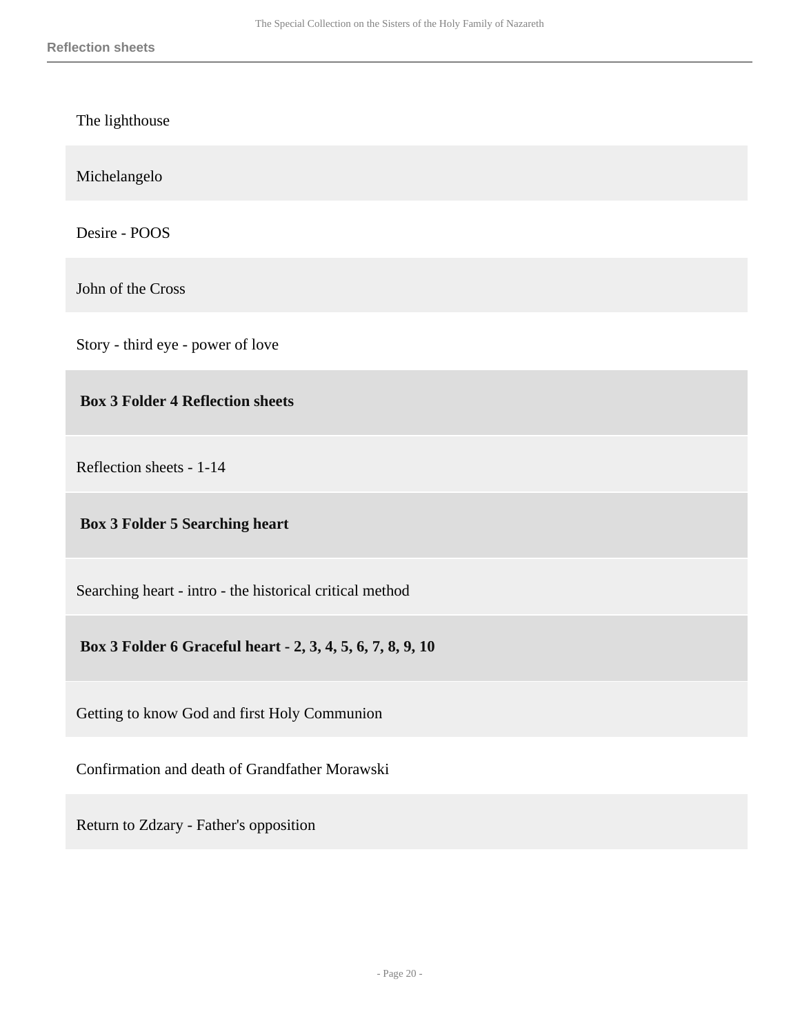The lighthouse

Michelangelo

Desire - POOS

John of the Cross

Story - third eye - power of love

**Box 3 Folder 4 Reflection sheets**

Reflection sheets - 1-14

**Box 3 Folder 5 Searching heart**

Searching heart - intro - the historical critical method

**Box 3 Folder 6 Graceful heart - 2, 3, 4, 5, 6, 7, 8, 9, 10**

Getting to know God and first Holy Communion

Confirmation and death of Grandfather Morawski

Return to Zdzary - Father's opposition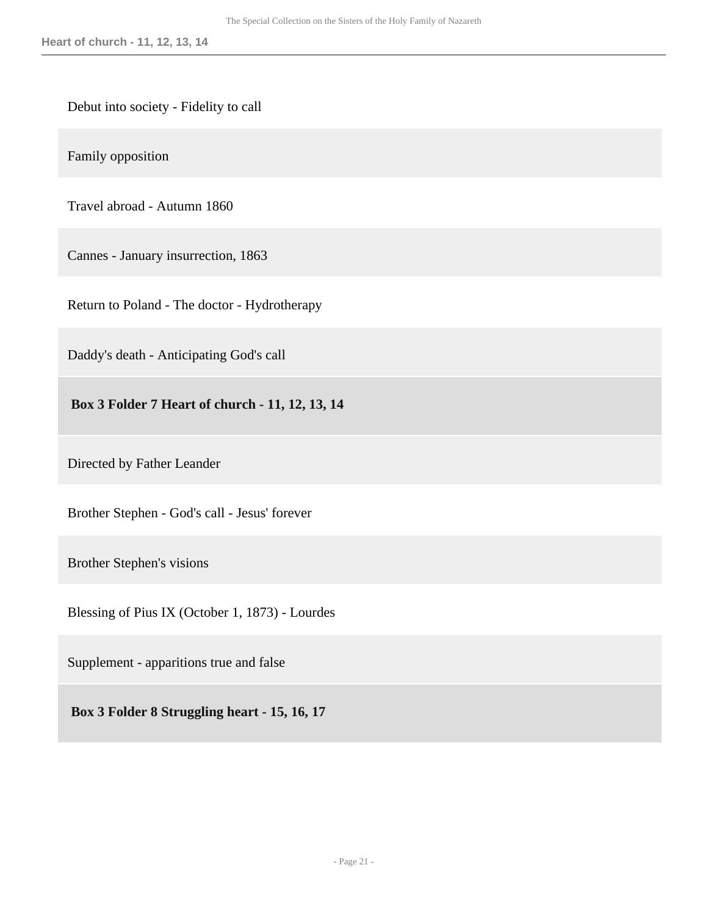Debut into society - Fidelity to call

Family opposition

Travel abroad - Autumn 1860

Cannes - January insurrection, 1863

Return to Poland - The doctor - Hydrotherapy

Daddy's death - Anticipating God's call

**Box 3 Folder 7 Heart of church - 11, 12, 13, 14**

Directed by Father Leander

Brother Stephen - God's call - Jesus' forever

Brother Stephen's visions

Blessing of Pius IX (October 1, 1873) - Lourdes

Supplement - apparitions true and false

**Box 3 Folder 8 Struggling heart - 15, 16, 17**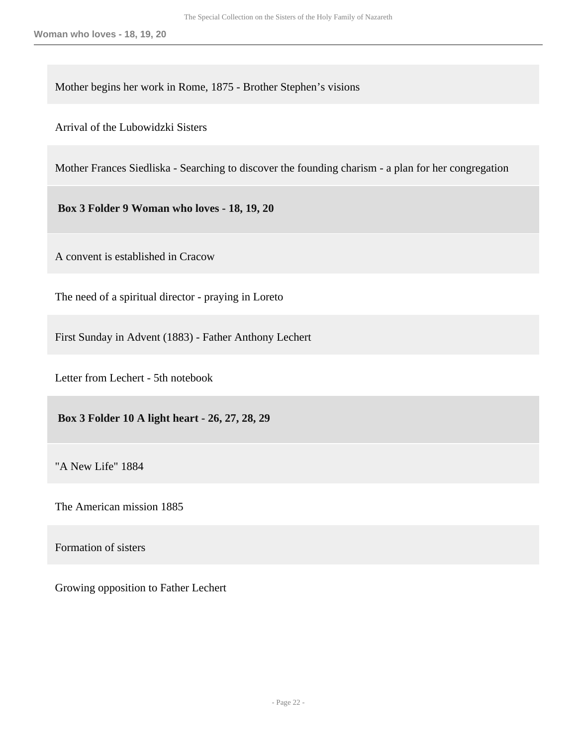Mother begins her work in Rome, 1875 - Brother Stephen's visions

Arrival of the Lubowidzki Sisters

Mother Frances Siedliska - Searching to discover the founding charism - a plan for her congregation

**Box 3 Folder 9 Woman who loves - 18, 19, 20**

A convent is established in Cracow

The need of a spiritual director - praying in Loreto

First Sunday in Advent (1883) - Father Anthony Lechert

Letter from Lechert - 5th notebook

**Box 3 Folder 10 A light heart - 26, 27, 28, 29**

"A New Life" 1884

The American mission 1885

Formation of sisters

Growing opposition to Father Lechert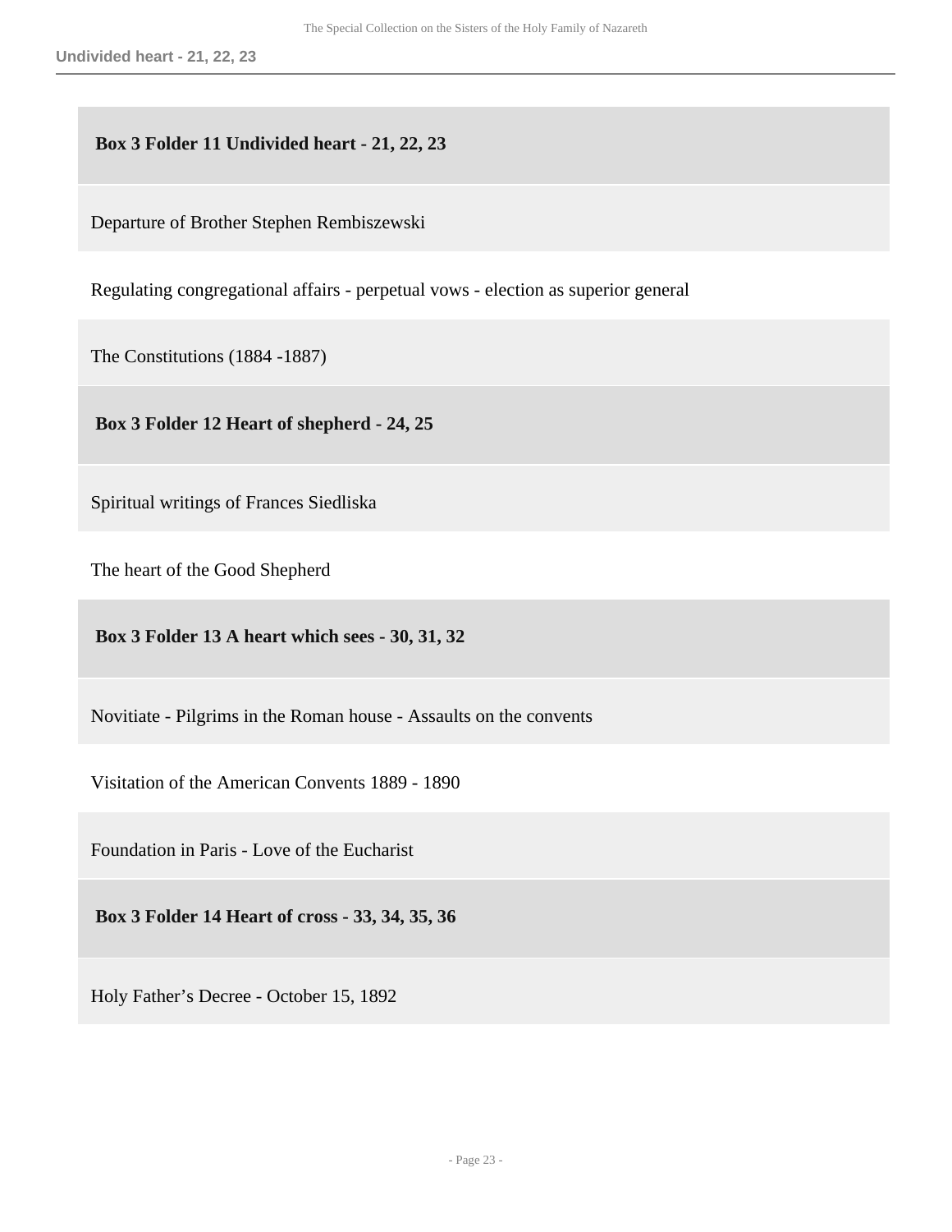### Box 3 Folder 11 Undivided heart - 21, 22, 23

Departure of Brother Stephen Rembiszewski

Regulating congregational affairs - perpetual vows - election as superior general

The Constitutions (1884 -1887)

### Box 3 Folder 12 Heart of shepherd - 24, 25

Spiritual writings of Frances Siedliska

The heart of the Good Shepherd

### Box 3 Folder 13 A heart which sees - 30, 31, 32

Novitiate - Pilgrims in the Roman house - Assaults on the convents

Visitation of the American Convents 1889 - 1890

Foundation in Paris - Love of the Eucharist

### Box 3 Folder 14 Heart of cross - 33, 34, 35, 36

Holy Father’s Decree - October 15, 1892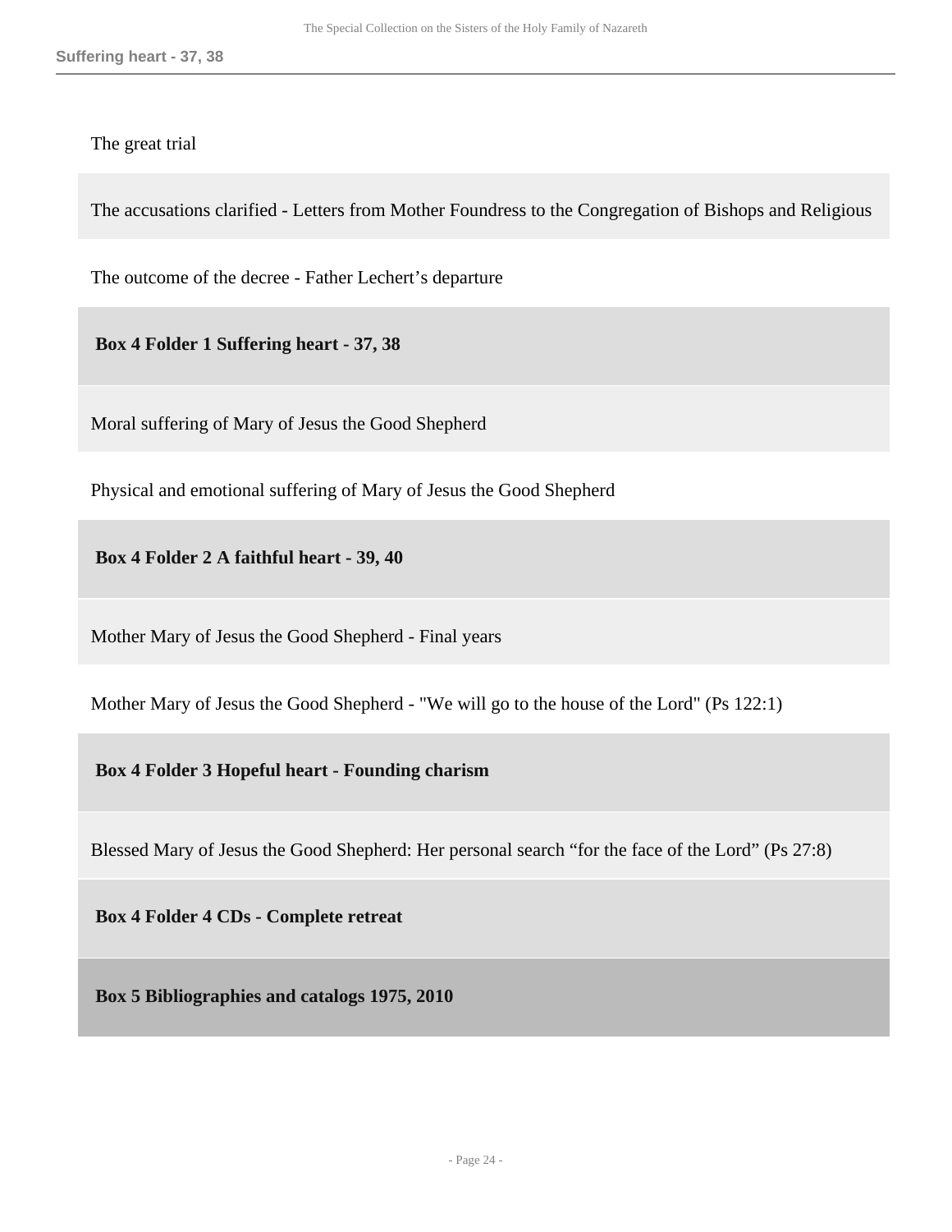The great trial

The accusations clarified - Letters from Mother Foundress to the Congregation of Bishops and Religious

The outcome of the decree - Father Lechert's departure

**Box 4 Folder 1 Suffering heart - 37, 38**

Moral suffering of Mary of Jesus the Good Shepherd

Physical and emotional suffering of Mary of Jesus the Good Shepherd

**Box 4 Folder 2 A faithful heart - 39, 40**

Mother Mary of Jesus the Good Shepherd - Final years

Mother Mary of Jesus the Good Shepherd - "We will go to the house of the Lord" (Ps 122:1)

**Box 4 Folder 3 Hopeful heart - Founding charism**

Blessed Mary of Jesus the Good Shepherd: Her personal search "for the face of the Lord" (Ps 27:8)

**Box 4 Folder 4 CDs - Complete retreat**

**Box 5 Bibliographies and catalogs 1975, 2010**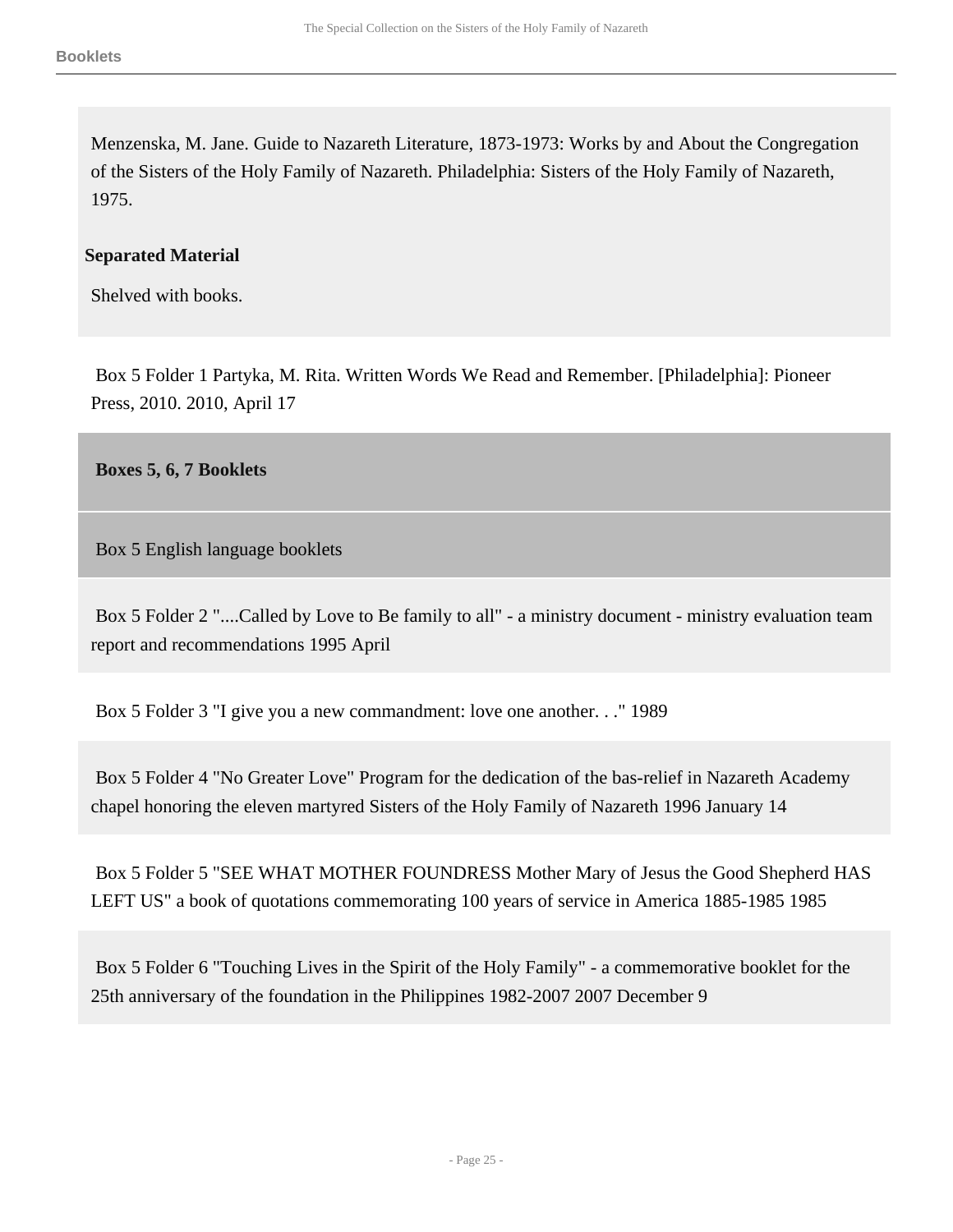Menzenska, M. Jane. Guide to Nazareth Literature, 1873-1973: Works by and About the Congregation of the Sisters of the Holy Family of Nazareth. Philadelphia: Sisters of the Holy Family of Nazareth, 1975.

**Separated Material**

Shelved with books.

Box 5 Folder 1 Partyka, M. Rita. Written Words We Read and Remember. [Philadelphia]: Pioneer Press, 2010. 2010, April 17

## Boxes 5, 6, 7 Booklets

### Box 5 English language booklets

Box 5 Folder 2 "....Called by Love to Be family to all" - a ministry document - ministry evaluation team report and recommendations 1995 April

Box 5 Folder 3 "I give you a new commandment: love one another. . ." 1989

Box 5 Folder 4 "No Greater Love" Program for the dedication of the bas-relief in Nazareth Academy chapel honoring the eleven martyred Sisters of the Holy Family of Nazareth 1996 January 14

Box 5 Folder 5 "SEE WHAT MOTHER FOUNDRESS Mother Mary of Jesus the Good Shepherd HAS LEFT US" a book of quotations commemorating 100 years of service in America 1885-1985 1985

Box 5 Folder 6 "Touching Lives in the Spirit of the Holy Family" - a commemorative booklet for the 25th anniversary of the foundation in the Philippines 1982-2007 2007 December 9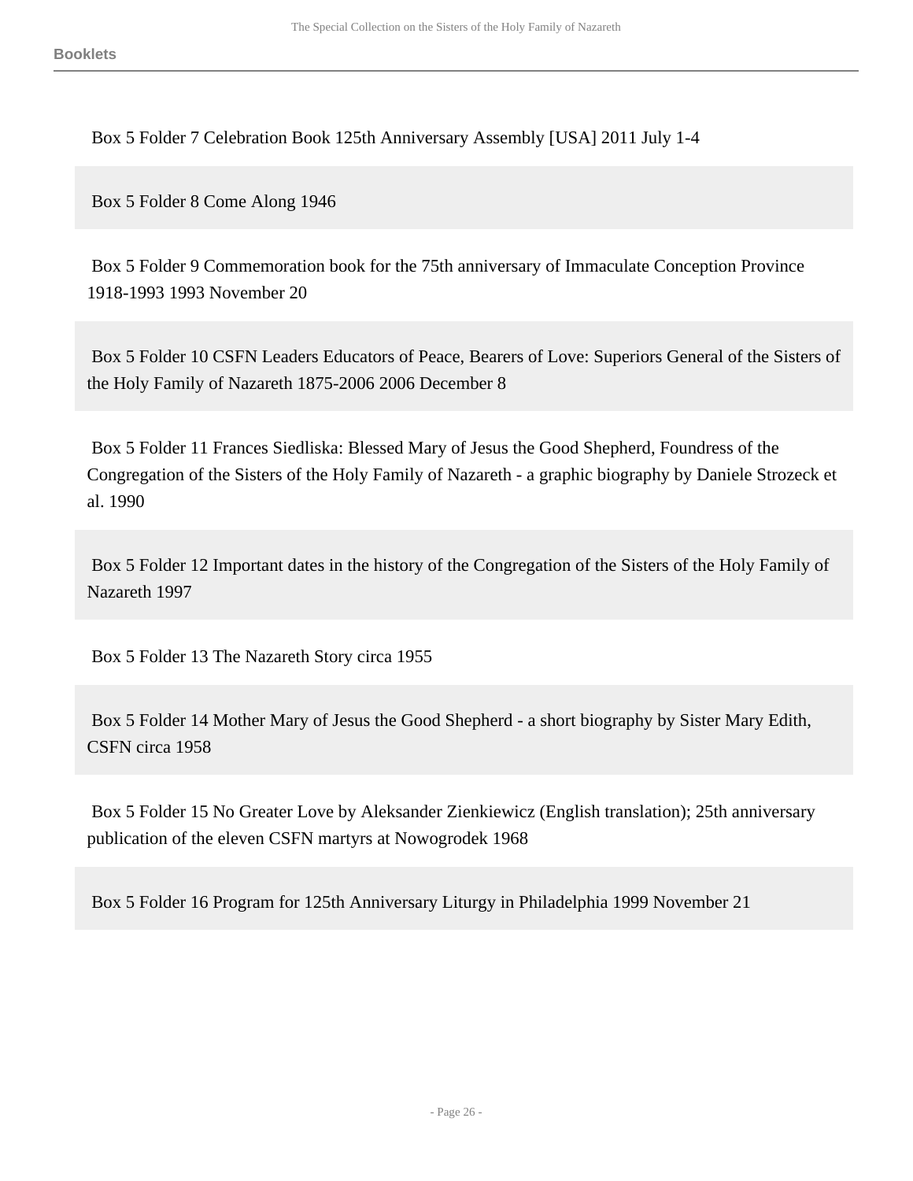Box 5 Folder 7 Celebration Book 125th Anniversary Assembly [USA] 2011 July 1-4

Box 5 Folder 8 Come Along 1946

Box 5 Folder 9 Commemoration book for the 75th anniversary of Immaculate Conception Province 1918-1993 1993 November 20

Box 5 Folder 10 CSFN Leaders Educators of Peace, Bearers of Love: Superiors General of the Sisters of the Holy Family of Nazareth 1875-2006 2006 December 8

Box 5 Folder 11 Frances Siedliska: Blessed Mary of Jesus the Good Shepherd, Foundress of the Congregation of the Sisters of the Holy Family of Nazareth - a graphic biography by Daniele Strozeck et al. 1990

Box 5 Folder 12 Important dates in the history of the Congregation of the Sisters of the Holy Family of Nazareth 1997

Box 5 Folder 13 The Nazareth Story circa 1955

Box 5 Folder 14 Mother Mary of Jesus the Good Shepherd - a short biography by Sister Mary Edith, CSFN circa 1958

Box 5 Folder 15 No Greater Love by Aleksander Zienkiewicz (English translation); 25th anniversary publication of the eleven CSFN martyrs at Nowogrodek 1968

Box 5 Folder 16 Program for 125th Anniversary Liturgy in Philadelphia 1999 November 21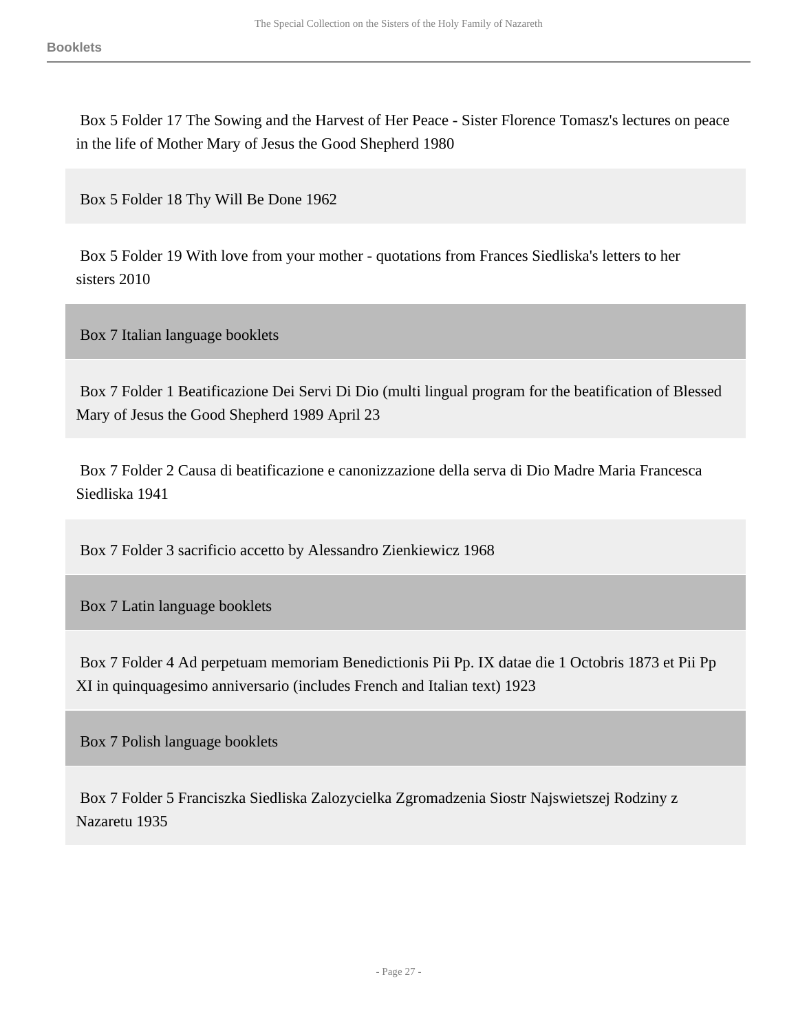Box 5 Folder 17 The Sowing and the Harvest of Her Peace - Sister Florence Tomasz's lectures on peace in the life of Mother Mary of Jesus the Good Shepherd 1980

Box 5 Folder 18 Thy Will Be Done 1962

Box 5 Folder 19 With love from your mother - quotations from Frances Siedliska's letters to her sisters 2010

### Box 7 Italian language booklets

Box 7 Folder 1 Beatificazione Dei Servi Di Dio (multi lingual program for the beatification of Blessed Mary of Jesus the Good Shepherd 1989 April 23

Box 7 Folder 2 Causa di beatificazione e canonizzazione della serva di Dio Madre Maria Francesca Siedliska 1941

Box 7 Folder 3 sacrificio accetto by Alessandro Zienkiewicz 1968

### Box 7 Latin language booklets

Box 7 Folder 4 Ad perpetuam memoriam Benedictionis Pii Pp. IX datae die 1 Octobris 1873 et Pii Pp XI in quinquagesimo anniversario (includes French and Italian text) 1923

### Box 7 Polish language booklets

Box 7 Folder 5 Franciszka Siedliska Zalozycielka Zgromadzenia Siostr Najswietszej Rodziny z Nazaretu 1935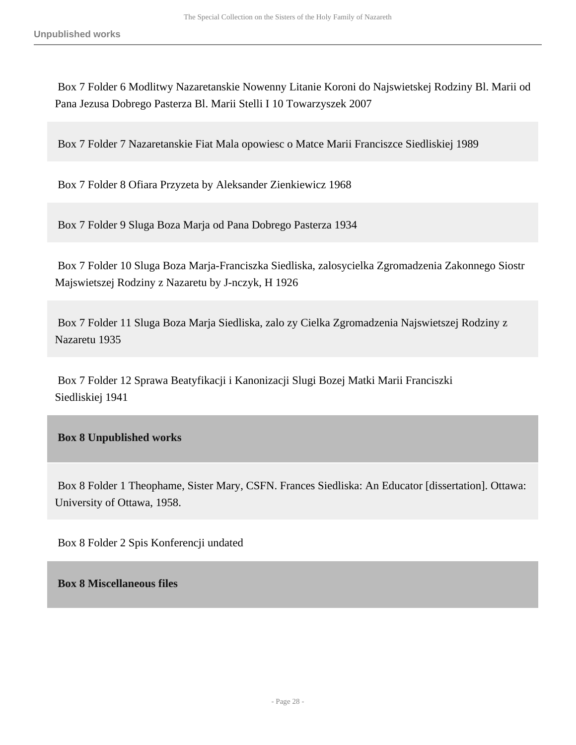Box 7 Folder 6 Modlitwy Nazaretanskie Nowenny Litanie Koroni do Najswietskej Rodziny Bl. Marii od Pana Jezusa Dobrego Pasterza Bl. Marii Stelli I 10 Towarzyszek 2007

Box 7 Folder 7 Nazaretanskie Fiat Mala opowiesc o Matce Marii Franciszce Siedliskiej 1989

Box 7 Folder 8 Ofiara Przyzeta by Aleksander Zienkiewicz 1968

Box 7 Folder 9 Sluga Boza Marja od Pana Dobrego Pasterza 1934

Box 7 Folder 10 Sluga Boza Marja-Franciszka Siedliska, zalosycielka Zgromadzenia Zakonnego Siostr Majswietszej Rodziny z Nazaretu by J-nczyk, H 1926

Box 7 Folder 11 Sluga Boza Marja Siedliska, zalo zy Cielka Zgromadzenia Najswietszej Rodziny z Nazaretu 1935

Box 7 Folder 12 Sprawa Beatyfikacji i Kanonizacji Slugi Bozej Matki Marii Franciszki Siedliskiej 1941

**Box 8 Unpublished works**

Box 8 Folder 1 Theophame, Sister Mary, CSFN. Frances Siedliska: An Educator [dissertation]. Ottawa: University of Ottawa, 1958.

Box 8 Folder 2 Spis Konferencji undated

**Box 8 Miscellaneous files**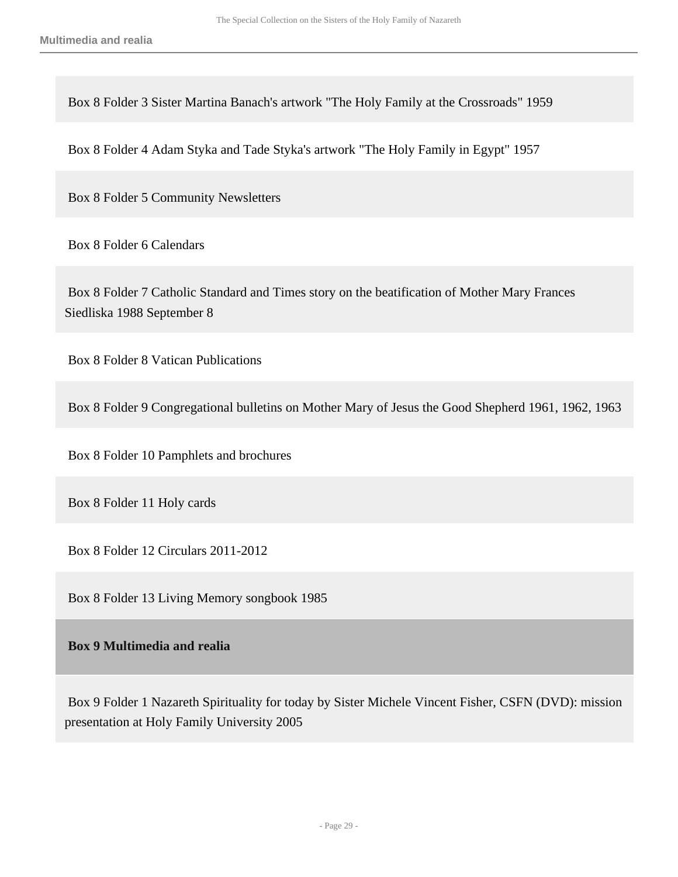Box 8 Folder 3 Sister Martina Banach's artwork "The Holy Family at the Crossroads" 1959

Box 8 Folder 4 Adam Styka and Tade Styka's artwork "The Holy Family in Egypt" 1957

Box 8 Folder 5 Community Newsletters

Box 8 Folder 6 Calendars

Box 8 Folder 7 Catholic Standard and Times story on the beatification of Mother Mary Frances Siedliska 1988 September 8

Box 8 Folder 8 Vatican Publications

Box 8 Folder 9 Congregational bulletins on Mother Mary of Jesus the Good Shepherd 1961, 1962, 1963

Box 8 Folder 10 Pamphlets and brochures

Box 8 Folder 11 Holy cards

Box 8 Folder 12 Circulars 2011-2012

Box 8 Folder 13 Living Memory songbook 1985

**Box 9 Multimedia and realia**

Box 9 Folder 1 Nazareth Spirituality for today by Sister Michele Vincent Fisher, CSFN (DVD): mission presentation at Holy Family University 2005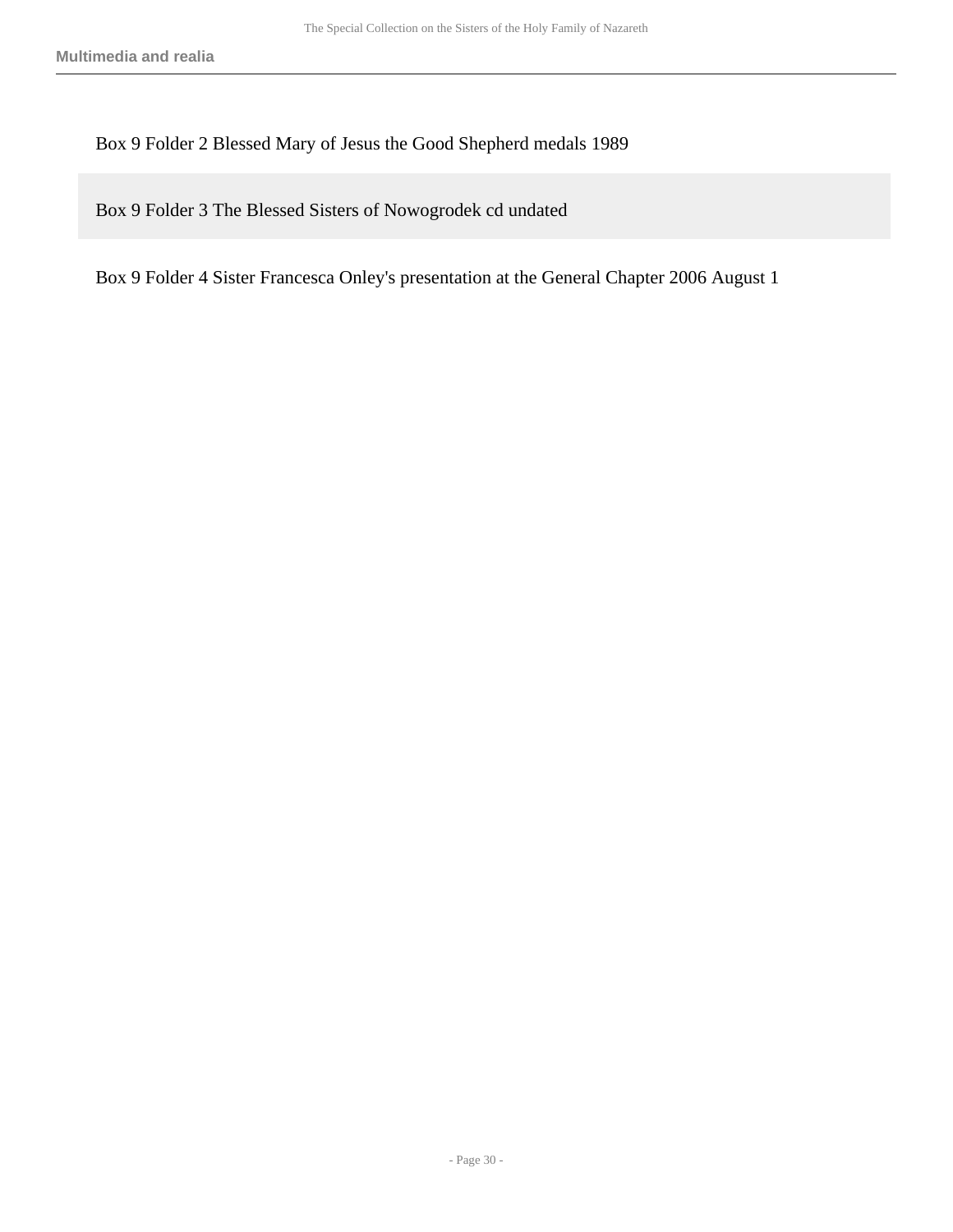Box 9 Folder 2 Blessed Mary of Jesus the Good Shepherd medals 1989

Box 9 Folder 3 The Blessed Sisters of Nowogrodek cd undated

Box 9 Folder 4 Sister Francesca Onley's presentation at the General Chapter 2006 August 1